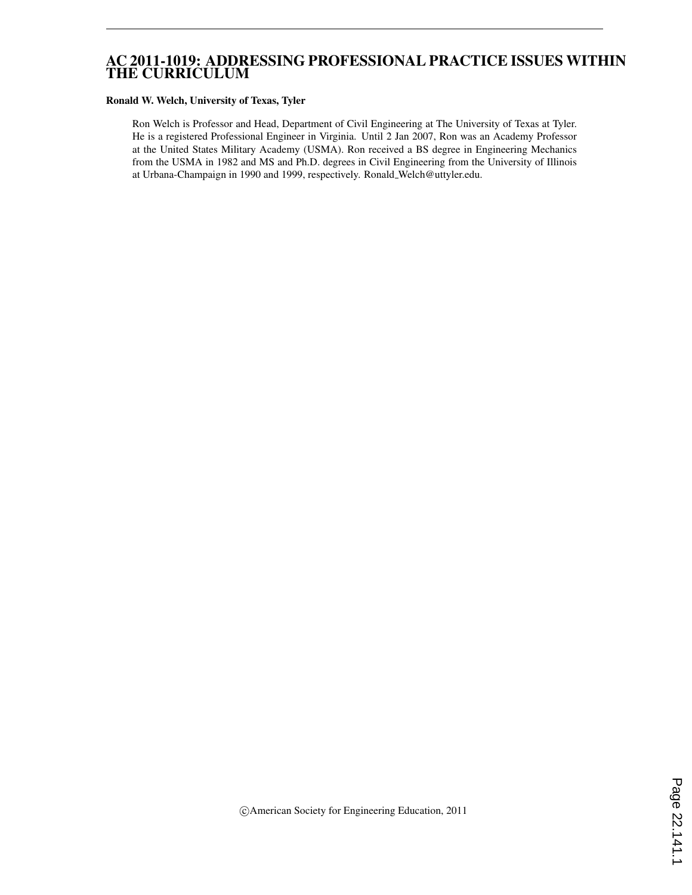# AC 2011-1019: ADDRESSING PROFESSIONAL PRACTICE ISSUES WITHIN THE CURRICULUM

**Ronald W. Welch, University of Texas, Tyler**

Ron Welch is Professor and Head, Department of Civil Engineering at The University of Texas at Tyler. He is a registered Professional Engineer in Virginia. Until 2 Jan 2007, Ron was an Academy Professor at the United States Military Academy (USMA). Ron received a BS degree in Engineering Mechanics from the USMA in 1982 and MS and Ph.D. degrees in Civil Engineering from the University of Illinois at Urbana-Champaign in 1990 and 1999, respectively. Ronald_Welch@uttyler.edu.

©American Society for Engineering Education, 2011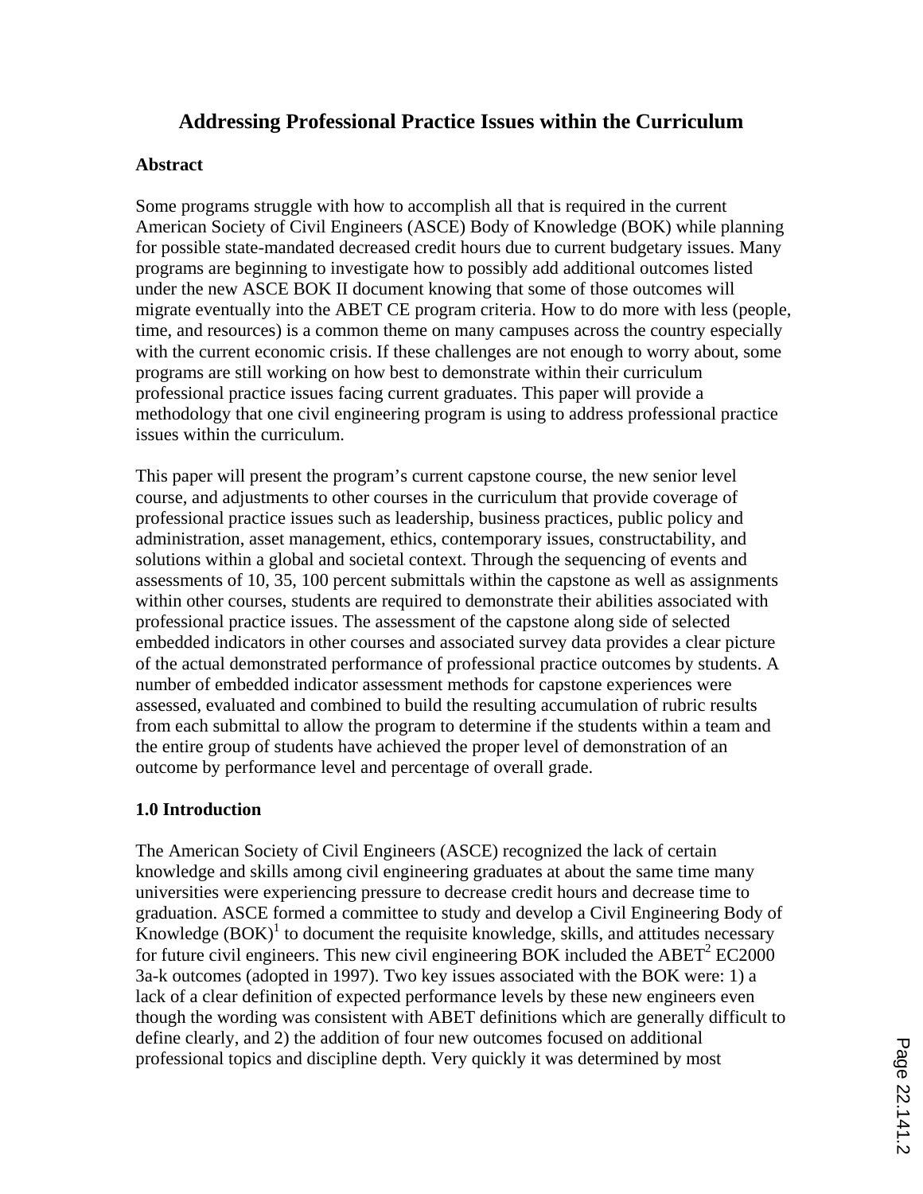# Addressing Professional Practice Issues within the Curriculum

## Abstract

Some programs struggle with how to accomplish all that is required in the current American Society of Civil Engineers (ASCE) Body of Knowledge (BOK) while planning for possible state-mandated decreased credit hours due to current budgetary issues. Many programs are beginning to investigate how to possibly add additional outcomes listed under the new ASCE BOK II document knowing that some of those outcomes will migrate eventually into the ABET CE program criteria. How to do more with less (people, time, and resources) is a common theme on many campuses across the country especially with the current economic crisis. If these challenges are not enough to worry about, some programs are still working on how best to demonstrate within their curriculum professional practice issues facing current graduates. This paper will provide a methodology that one civil engineering program is using to address professional practice issues within the curriculum.

This paper will present the program's current capstone course, the new senior level course, and adjustments to other courses in the curriculum that provide coverage of professional practice issues such as leadership, business practices, public policy and administration, asset management, ethics, contemporary issues, constructability, and solutions within a global and societal context. Through the sequencing of events and assessments of 10, 35, 100 percent submittals within the capstone as well as assignments within other courses, students are required to demonstrate their abilities associated with professional practice issues. The assessment of the capstone along side of selected embedded indicators in other courses and associated survey data provides a clear picture of the actual demonstrated performance of professional practice outcomes by students. A number of embedded indicator assessment methods for capstone experiences were assessed, evaluated and combined to build the resulting accumulation of rubric results from each submittal to allow the program to determine if the students within a team and the entire group of students have achieved the proper level of demonstration of an outcome by performance level and percentage of overall grade.

## 1.0 Introduction

The American Society of Civil Engineers (ASCE) recognized the lack of certain knowledge and skills among civil engineering graduates at about the same time many universities were experiencing pressure to decrease credit hours and decrease time to graduation. ASCE formed a committee to study and develop a Civil Engineering Body of Knowledge (BOK)[1] to document the requisite knowledge, skills, and attitudes necessary for future civil engineers. This new civil engineering BOK included the ABET[2] EC2000 3a-k outcomes (adopted in 1997). Two key issues associated with the BOK were: 1) a lack of a clear definition of expected performance levels by these new engineers even though the wording was consistent with ABET definitions which are generally difficult to define clearly, and 2) the addition of four new outcomes focused on additional professional topics and discipline depth. Very quickly it was determined by most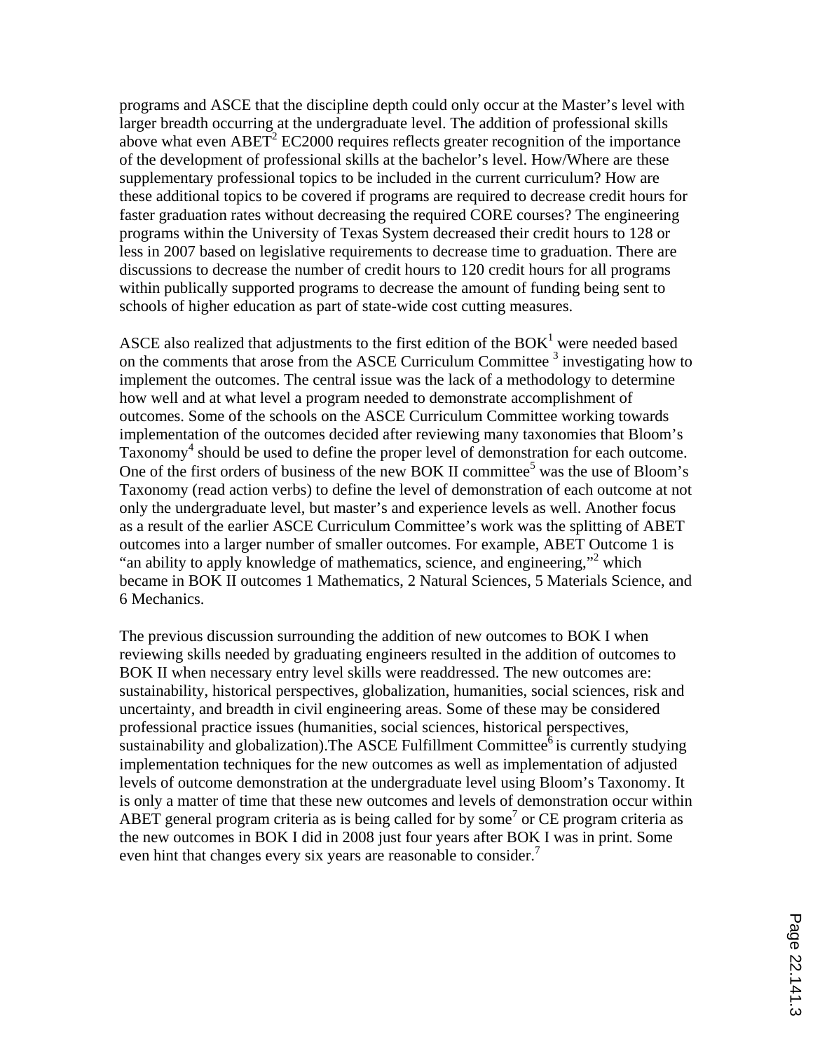programs and ASCE that the discipline depth could only occur at the Master's level with larger breadth occurring at the undergraduate level. The addition of professional skills above what even ABET[2] EC2000 requires reflects greater recognition of the importance of the development of professional skills at the bachelor's level. How/Where are these supplementary professional topics to be included in the current curriculum? How are these additional topics to be covered if programs are required to decrease credit hours for faster graduation rates without decreasing the required CORE courses? The engineering programs within the University of Texas System decreased their credit hours to 128 or less in 2007 based on legislative requirements to decrease time to graduation. There are discussions to decrease the number of credit hours to 120 credit hours for all programs within publically supported programs to decrease the amount of funding being sent to schools of higher education as part of state-wide cost cutting measures.

ASCE also realized that adjustments to the first edition of the BOK[1] were needed based on the comments that arose from the ASCE Curriculum Committee [3] investigating how to implement the outcomes. The central issue was the lack of a methodology to determine how well and at what level a program needed to demonstrate accomplishment of outcomes. Some of the schools on the ASCE Curriculum Committee working towards implementation of the outcomes decided after reviewing many taxonomies that Bloom's Taxonomy[4] should be used to define the proper level of demonstration for each outcome. One of the first orders of business of the new BOK II committee[5] was the use of Bloom's Taxonomy (read action verbs) to define the level of demonstration of each outcome at not only the undergraduate level, but master's and experience levels as well. Another focus as a result of the earlier ASCE Curriculum Committee's work was the splitting of ABET outcomes into a larger number of smaller outcomes. For example, ABET Outcome 1 is "an ability to apply knowledge of mathematics, science, and engineering,"[2] which became in BOK II outcomes 1 Mathematics, 2 Natural Sciences, 5 Materials Science, and 6 Mechanics.

The previous discussion surrounding the addition of new outcomes to BOK I when reviewing skills needed by graduating engineers resulted in the addition of outcomes to BOK II when necessary entry level skills were readdressed. The new outcomes are: sustainability, historical perspectives, globalization, humanities, social sciences, risk and uncertainty, and breadth in civil engineering areas. Some of these may be considered professional practice issues (humanities, social sciences, historical perspectives, sustainability and globalization).The ASCE Fulfillment Committee[6] is currently studying implementation techniques for the new outcomes as well as implementation of adjusted levels of outcome demonstration at the undergraduate level using Bloom's Taxonomy. It is only a matter of time that these new outcomes and levels of demonstration occur within ABET general program criteria as is being called for by some[7] or CE program criteria as the new outcomes in BOK I did in 2008 just four years after BOK I was in print. Some even hint that changes every six years are reasonable to consider.[7]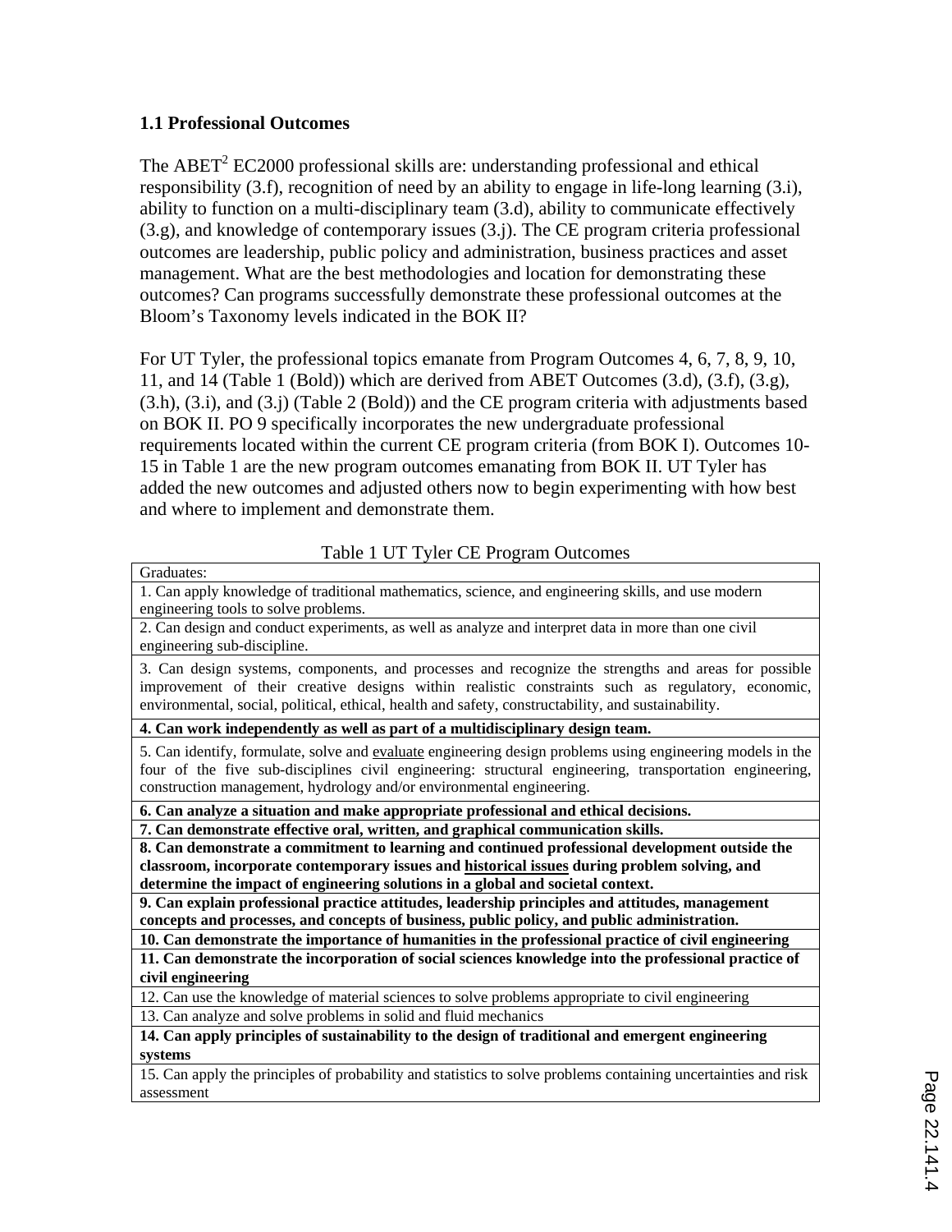### 1.1 Professional Outcomes

The ABET[2] EC2000 professional skills are: understanding professional and ethical responsibility (3.f), recognition of need by an ability to engage in life-long learning (3.i), ability to function on a multi-disciplinary team (3.d), ability to communicate effectively (3.g), and knowledge of contemporary issues (3.j). The CE program criteria professional outcomes are leadership, public policy and administration, business practices and asset management. What are the best methodologies and location for demonstrating these outcomes? Can programs successfully demonstrate these professional outcomes at the Bloom's Taxonomy levels indicated in the BOK II?

For UT Tyler, the professional topics emanate from Program Outcomes 4, 6, 7, 8, 9, 10, 11, and 14 (Table 1 (Bold)) which are derived from ABET Outcomes (3.d), (3.f), (3.g), (3.h), (3.i), and (3.j) (Table 2 (Bold)) and the CE program criteria with adjustments based on BOK II. PO 9 specifically incorporates the new undergraduate professional requirements located within the current CE program criteria (from BOK I). Outcomes 10-15 in Table 1 are the new program outcomes emanating from BOK II. UT Tyler has added the new outcomes and adjusted others now to begin experimenting with how best and where to implement and demonstrate them.

Table 1 UT Tyler CE Program Outcomes

| Graduates: |
|---|
| 1. Can apply knowledge of traditional mathematics, science, and engineering skills, and use modern engineering tools to solve problems. |
| 2. Can design and conduct experiments, as well as analyze and interpret data in more than one civil engineering sub-discipline. |
| 3. Can design systems, components, and processes and recognize the strengths and areas for possible improvement of their creative designs within realistic constraints such as regulatory, economic, environmental, social, political, ethical, health and safety, constructability, and sustainability. |
| **4. Can work independently as well as part of a multidisciplinary design team.** |
| 5. Can identify, formulate, solve and <u>evaluate</u> engineering design problems using engineering models in the four of the five sub-disciplines civil engineering: structural engineering, transportation engineering, construction management, hydrology and/or environmental engineering. |
| **6. Can analyze a situation and make appropriate professional and ethical decisions.** |
| **7. Can demonstrate effective oral, written, and graphical communication skills.** |
| **8. Can demonstrate a commitment to learning and continued professional development outside the classroom, incorporate contemporary issues and <u>historical issues</u> during problem solving, and determine the impact of engineering solutions in a global and societal context.** |
| **9. Can explain professional practice attitudes, leadership principles and attitudes, management concepts and processes, and concepts of business, public policy, and public administration.** |
| **10. Can demonstrate the importance of humanities in the professional practice of civil engineering** |
| **11. Can demonstrate the incorporation of social sciences knowledge into the professional practice of civil engineering** |
| 12. Can use the knowledge of material sciences to solve problems appropriate to civil engineering |
| 13. Can analyze and solve problems in solid and fluid mechanics |
| **14. Can apply principles of sustainability to the design of traditional and emergent engineering systems** |
| 15. Can apply the principles of probability and statistics to solve problems containing uncertainties and risk assessment |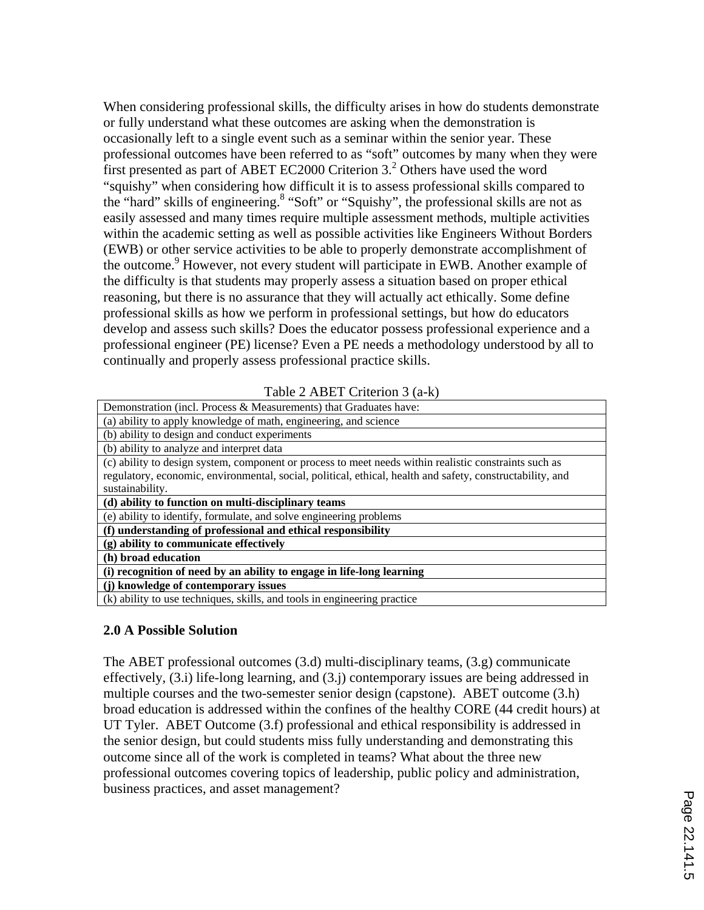When considering professional skills, the difficulty arises in how do students demonstrate or fully understand what these outcomes are asking when the demonstration is occasionally left to a single event such as a seminar within the senior year. These professional outcomes have been referred to as "soft" outcomes by many when they were first presented as part of ABET EC2000 Criterion 3.[2] Others have used the word "squishy" when considering how difficult it is to assess professional skills compared to the "hard" skills of engineering.[8] "Soft" or "Squishy", the professional skills are not as easily assessed and many times require multiple assessment methods, multiple activities within the academic setting as well as possible activities like Engineers Without Borders (EWB) or other service activities to be able to properly demonstrate accomplishment of the outcome.[9] However, not every student will participate in EWB. Another example of the difficulty is that students may properly assess a situation based on proper ethical reasoning, but there is no assurance that they will actually act ethically. Some define professional skills as how we perform in professional settings, but how do educators develop and assess such skills? Does the educator possess professional experience and a professional engineer (PE) license? Even a PE needs a methodology understood by all to continually and properly assess professional practice skills.

Table 2 ABET Criterion 3 (a-k)

| Demonstration (incl. Process & Measurements) that Graduates have: |
|---|
| (a) ability to apply knowledge of math, engineering, and science |
| (b) ability to design and conduct experiments |
| (b) ability to analyze and interpret data |
| (c) ability to design system, component or process to meet needs within realistic constraints such as regulatory, economic, environmental, social, political, ethical, health and safety, constructability, and sustainability. |
| **(d) ability to function on multi-disciplinary teams** |
| (e) ability to identify, formulate, and solve engineering problems |
| **(f) understanding of professional and ethical responsibility** |
| **(g) ability to communicate effectively** |
| **(h) broad education** |
| **(i) recognition of need by an ability to engage in life-long learning** |
| **(j) knowledge of contemporary issues** |
| (k) ability to use techniques, skills, and tools in engineering practice |

## 2.0 A Possible Solution

The ABET professional outcomes (3.d) multi-disciplinary teams, (3.g) communicate effectively, (3.i) life-long learning, and (3.j) contemporary issues are being addressed in multiple courses and the two-semester senior design (capstone). ABET outcome (3.h) broad education is addressed within the confines of the healthy CORE (44 credit hours) at UT Tyler. ABET Outcome (3.f) professional and ethical responsibility is addressed in the senior design, but could students miss fully understanding and demonstrating this outcome since all of the work is completed in teams? What about the three new professional outcomes covering topics of leadership, public policy and administration, business practices, and asset management?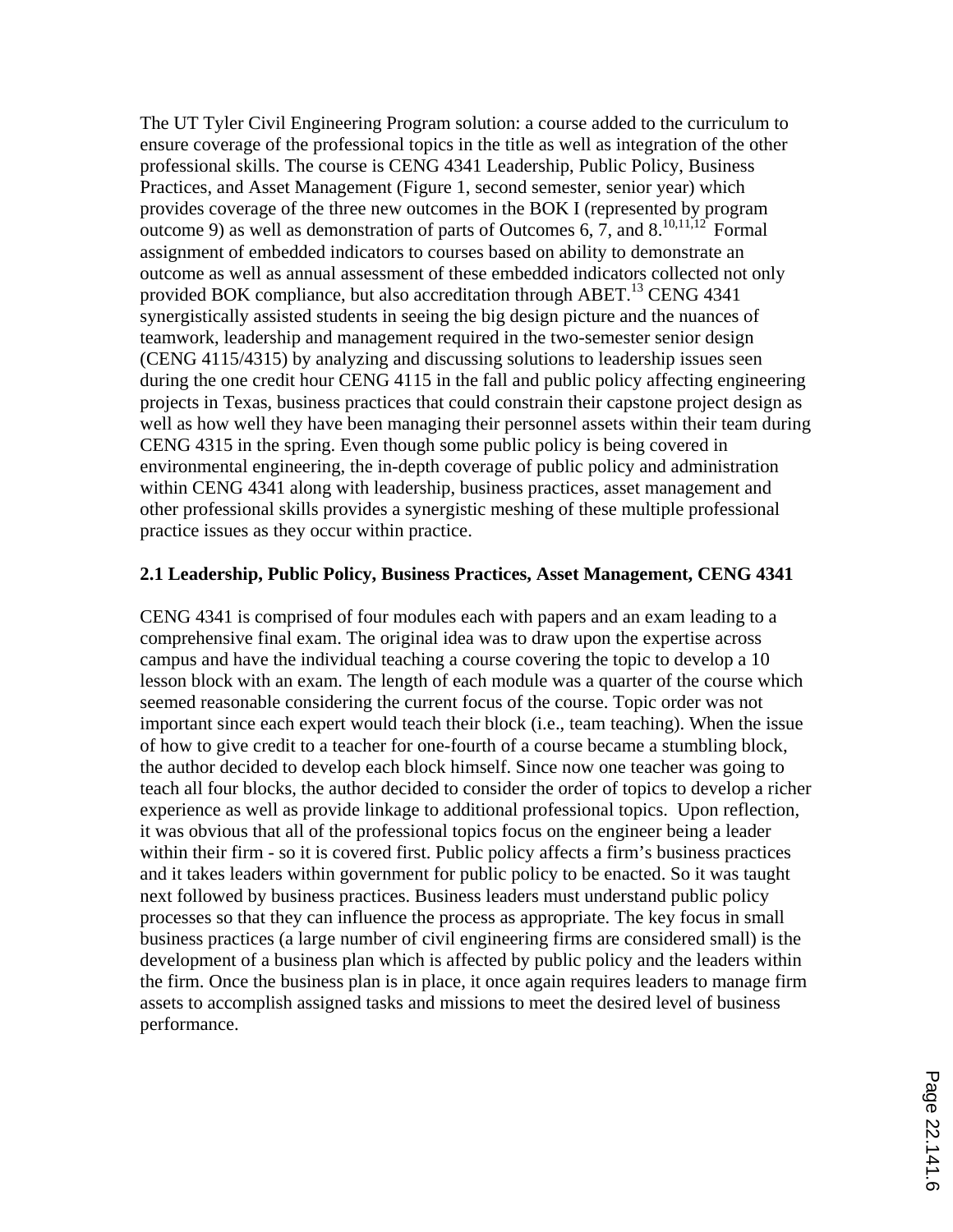The UT Tyler Civil Engineering Program solution: a course added to the curriculum to ensure coverage of the professional topics in the title as well as integration of the other professional skills. The course is CENG 4341 Leadership, Public Policy, Business Practices, and Asset Management (Figure 1, second semester, senior year) which provides coverage of the three new outcomes in the BOK I (represented by program outcome 9) as well as demonstration of parts of Outcomes 6, 7, and 8.[10,11,12] Formal assignment of embedded indicators to courses based on ability to demonstrate an outcome as well as annual assessment of these embedded indicators collected not only provided BOK compliance, but also accreditation through ABET.[13] CENG 4341 synergistically assisted students in seeing the big design picture and the nuances of teamwork, leadership and management required in the two-semester senior design (CENG 4115/4315) by analyzing and discussing solutions to leadership issues seen during the one credit hour CENG 4115 in the fall and public policy affecting engineering projects in Texas, business practices that could constrain their capstone project design as well as how well they have been managing their personnel assets within their team during CENG 4315 in the spring. Even though some public policy is being covered in environmental engineering, the in-depth coverage of public policy and administration within CENG 4341 along with leadership, business practices, asset management and other professional skills provides a synergistic meshing of these multiple professional practice issues as they occur within practice.

### 2.1 Leadership, Public Policy, Business Practices, Asset Management, CENG 4341

CENG 4341 is comprised of four modules each with papers and an exam leading to a comprehensive final exam. The original idea was to draw upon the expertise across campus and have the individual teaching a course covering the topic to develop a 10 lesson block with an exam. The length of each module was a quarter of the course which seemed reasonable considering the current focus of the course. Topic order was not important since each expert would teach their block (i.e., team teaching). When the issue of how to give credit to a teacher for one-fourth of a course became a stumbling block, the author decided to develop each block himself. Since now one teacher was going to teach all four blocks, the author decided to consider the order of topics to develop a richer experience as well as provide linkage to additional professional topics. Upon reflection, it was obvious that all of the professional topics focus on the engineer being a leader within their firm - so it is covered first. Public policy affects a firm's business practices and it takes leaders within government for public policy to be enacted. So it was taught next followed by business practices. Business leaders must understand public policy processes so that they can influence the process as appropriate. The key focus in small business practices (a large number of civil engineering firms are considered small) is the development of a business plan which is affected by public policy and the leaders within the firm. Once the business plan is in place, it once again requires leaders to manage firm assets to accomplish assigned tasks and missions to meet the desired level of business performance.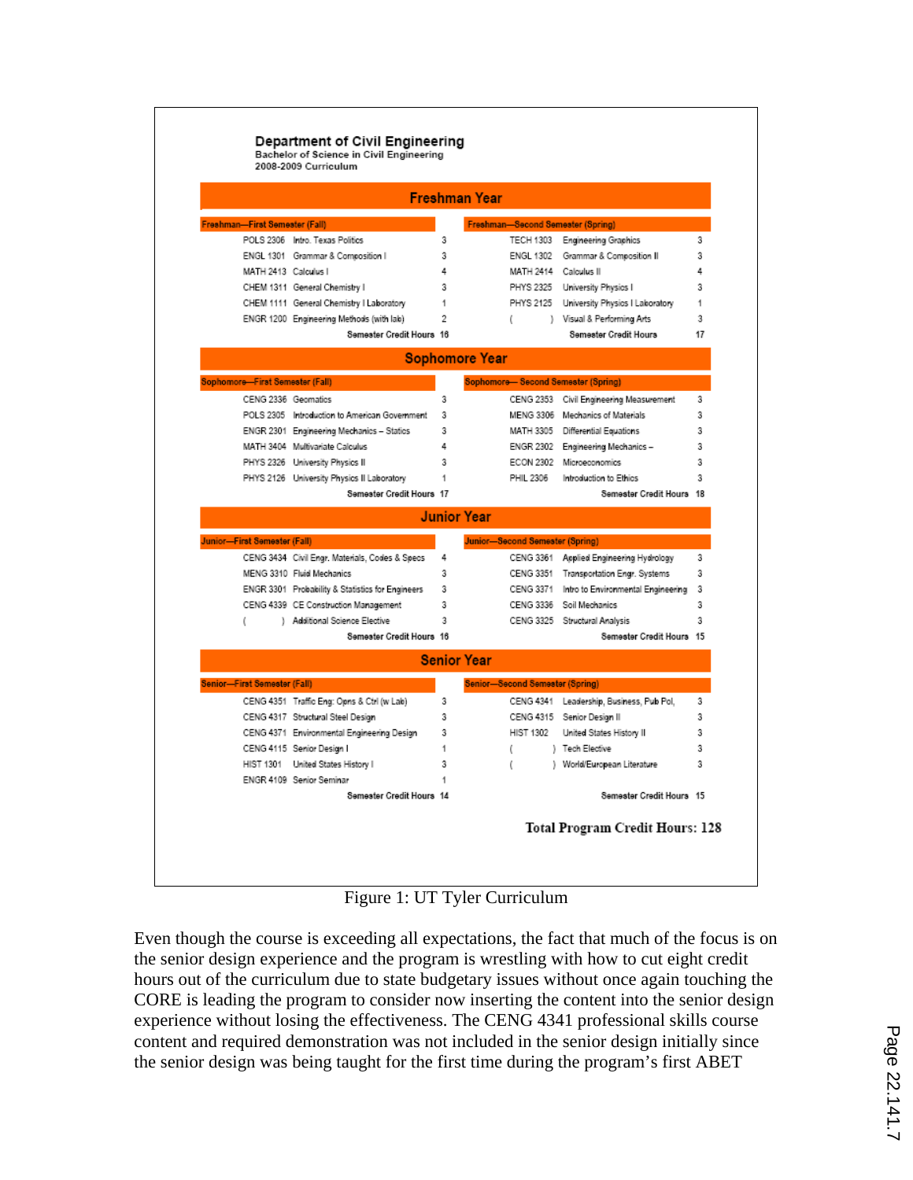**Department of Civil Engineering**
**Bachelor of Science in Civil Engineering**
**2008-2009 Curriculum**

## Freshman Year

| Freshman—First Semester (Fall) | | | Freshman—Second Semester (Spring) | | |
|---|---|---|---|---|---|
| POLS 2306 | Intro. Texas Politics | 3 | TECH 1303 | Engineering Graphics | 3 |
| ENGL 1301 | Grammar & Composition I | 3 | ENGL 1302 | Grammar & Composition II | 3 |
| MATH 2413 | Calculus I | 4 | MATH 2414 | Calculus II | 4 |
| CHEM 1311 | General Chemistry I | 3 | PHYS 2325 | University Physics I | 3 |
| CHEM 1111 | General Chemistry I Laboratory | 1 | PHYS 2125 | University Physics I Laboratory | 1 |
| ENGR 1200 | Engineering Methods (with lab) | 2 | ( ) | Visual & Performing Arts | 3 |
| | Semester Credit Hours | 16 | | Semester Credit Hours | 17 |

## Sophomore Year

| Sophomore—First Semester (Fall) | | | Sophomore— Second Semester (Spring) | | |
|---|---|---|---|---|---|
| CENG 2336 | Geomatics | 3 | CENG 2353 | Civil Engineering Measurement | 3 |
| POLS 2305 | Introduction to American Government | 3 | MENG 3306 | Mechanics of Materials | 3 |
| ENGR 2301 | Engineering Mechanics – Statics | 3 | MATH 3305 | Differential Equations | 3 |
| MATH 3404 | Multivariate Calculus | 4 | ENGR 2302 | Engineering Mechanics – | 3 |
| PHYS 2326 | University Physics II | 3 | ECON 2302 | Microeconomics | 3 |
| PHYS 2126 | University Physics II Laboratory | 1 | PHIL 2306 | Introduction to Ethics | 3 |
| | Semester Credit Hours | 17 | | Semester Credit Hours | 18 |

## Junior Year

| Junior—First Semester (Fall) | | | Junior—Second Semester (Spring) | | |
|---|---|---|---|---|---|
| CENG 3434 | Civil Engr. Materials, Codes & Specs | 4 | CENG 3361 | Applied Engineering Hydrology | 3 |
| MENG 3310 | Fluid Mechanics | 3 | CENG 3351 | Transportation Engr. Systems | 3 |
| ENGR 3301 | Probability & Statistics for Engineers | 3 | CENG 3371 | Intro to Environmental Engineering | 3 |
| CENG 4339 | CE Construction Management | 3 | CENG 3336 | Soil Mechanics | 3 |
| ( ) | Additional Science Elective | 3 | CENG 3325 | Structural Analysis | 3 |
| | Semester Credit Hours | 16 | | Semester Credit Hours | 15 |

## Senior Year

| Senior—First Semester (Fall) | | | Senior—Second Semester (Spring) | | |
|---|---|---|---|---|---|
| CENG 4351 | Traffic Eng: Opns & Ctrl (w Lab) | 3 | CENG 4341 | Leadership, Business, Pub Pol, | 3 |
| CENG 4317 | Structural Steel Design | 3 | CENG 4315 | Senior Design II | 3 |
| CENG 4371 | Environmental Engineering Design | 3 | HIST 1302 | United States History II | 3 |
| CENG 4115 | Senior Design I | 1 | ( ) | Tech Elective | 3 |
| HIST 1301 | United States History I | 3 | ( ) | World/European Literature | 3 |
| ENGR 4109 | Senior Seminar | 1 | | | |
| | Semester Credit Hours | 14 | | Semester Credit Hours | 15 |

**Total Program Credit Hours: 128**

Figure 1: UT Tyler Curriculum

Even though the course is exceeding all expectations, the fact that much of the focus is on the senior design experience and the program is wrestling with how to cut eight credit hours out of the curriculum due to state budgetary issues without once again touching the CORE is leading the program to consider now inserting the content into the senior design experience without losing the effectiveness. The CENG 4341 professional skills course content and required demonstration was not included in the senior design initially since the senior design was being taught for the first time during the program's first ABET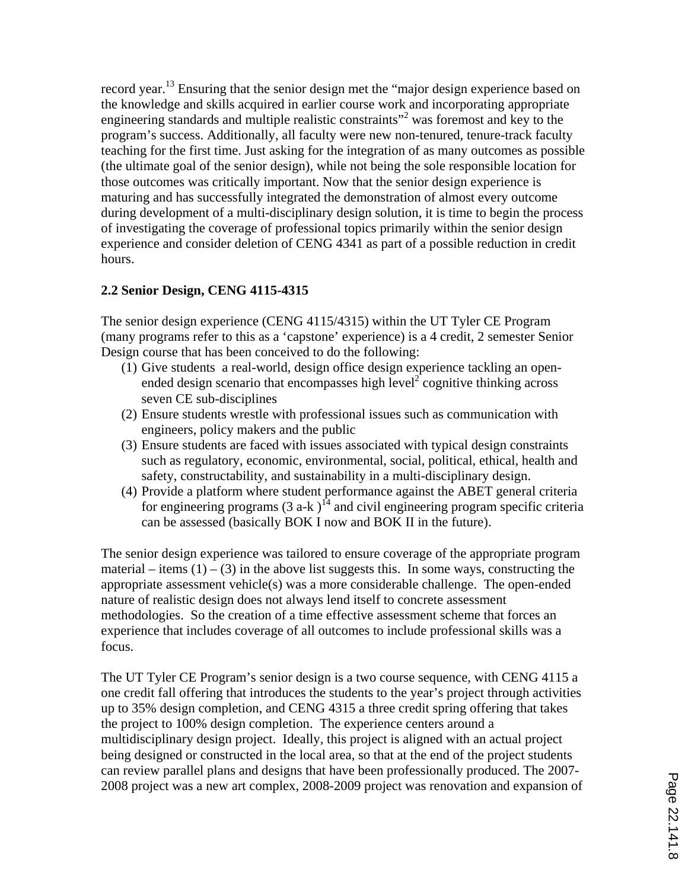record year.[13] Ensuring that the senior design met the "major design experience based on the knowledge and skills acquired in earlier course work and incorporating appropriate engineering standards and multiple realistic constraints"[2] was foremost and key to the program's success. Additionally, all faculty were new non-tenured, tenure-track faculty teaching for the first time. Just asking for the integration of as many outcomes as possible (the ultimate goal of the senior design), while not being the sole responsible location for those outcomes was critically important. Now that the senior design experience is maturing and has successfully integrated the demonstration of almost every outcome during development of a multi-disciplinary design solution, it is time to begin the process of investigating the coverage of professional topics primarily within the senior design experience and consider deletion of CENG 4341 as part of a possible reduction in credit hours.

### 2.2 Senior Design, CENG 4115-4315

The senior design experience (CENG 4115/4315) within the UT Tyler CE Program (many programs refer to this as a 'capstone' experience) is a 4 credit, 2 semester Senior Design course that has been conceived to do the following:

1. Give students a real-world, design office design experience tackling an open-ended design scenario that encompasses high level[2] cognitive thinking across seven CE sub-disciplines
2. Ensure students wrestle with professional issues such as communication with engineers, policy makers and the public
3. Ensure students are faced with issues associated with typical design constraints such as regulatory, economic, environmental, social, political, ethical, health and safety, constructability, and sustainability in a multi-disciplinary design.
4. Provide a platform where student performance against the ABET general criteria for engineering programs (3 a-k )[14] and civil engineering program specific criteria can be assessed (basically BOK I now and BOK II in the future).

The senior design experience was tailored to ensure coverage of the appropriate program material – items (1) – (3) in the above list suggests this. In some ways, constructing the appropriate assessment vehicle(s) was a more considerable challenge. The open-ended nature of realistic design does not always lend itself to concrete assessment methodologies. So the creation of a time effective assessment scheme that forces an experience that includes coverage of all outcomes to include professional skills was a focus.

The UT Tyler CE Program's senior design is a two course sequence, with CENG 4115 a one credit fall offering that introduces the students to the year's project through activities up to 35% design completion, and CENG 4315 a three credit spring offering that takes the project to 100% design completion. The experience centers around a multidisciplinary design project. Ideally, this project is aligned with an actual project being designed or constructed in the local area, so that at the end of the project students can review parallel plans and designs that have been professionally produced. The 2007-2008 project was a new art complex, 2008-2009 project was renovation and expansion of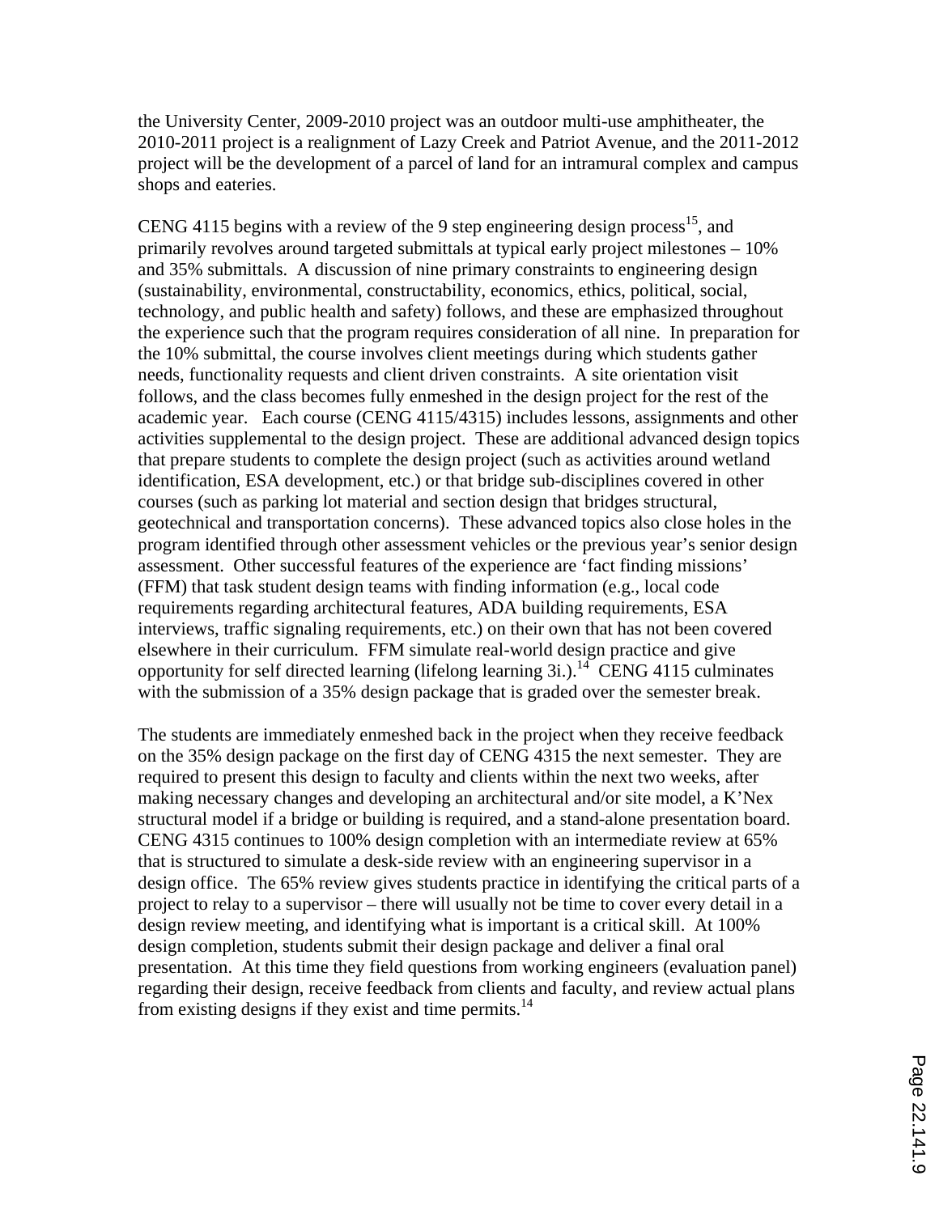the University Center, 2009-2010 project was an outdoor multi-use amphitheater, the 2010-2011 project is a realignment of Lazy Creek and Patriot Avenue, and the 2011-2012 project will be the development of a parcel of land for an intramural complex and campus shops and eateries.

CENG 4115 begins with a review of the 9 step engineering design process[15], and primarily revolves around targeted submittals at typical early project milestones – 10% and 35% submittals. A discussion of nine primary constraints to engineering design (sustainability, environmental, constructability, economics, ethics, political, social, technology, and public health and safety) follows, and these are emphasized throughout the experience such that the program requires consideration of all nine. In preparation for the 10% submittal, the course involves client meetings during which students gather needs, functionality requests and client driven constraints. A site orientation visit follows, and the class becomes fully enmeshed in the design project for the rest of the academic year. Each course (CENG 4115/4315) includes lessons, assignments and other activities supplemental to the design project. These are additional advanced design topics that prepare students to complete the design project (such as activities around wetland identification, ESA development, etc.) or that bridge sub-disciplines covered in other courses (such as parking lot material and section design that bridges structural, geotechnical and transportation concerns). These advanced topics also close holes in the program identified through other assessment vehicles or the previous year's senior design assessment. Other successful features of the experience are 'fact finding missions' (FFM) that task student design teams with finding information (e.g., local code requirements regarding architectural features, ADA building requirements, ESA interviews, traffic signaling requirements, etc.) on their own that has not been covered elsewhere in their curriculum. FFM simulate real-world design practice and give opportunity for self directed learning (lifelong learning 3i.).[14] CENG 4115 culminates with the submission of a 35% design package that is graded over the semester break.

The students are immediately enmeshed back in the project when they receive feedback on the 35% design package on the first day of CENG 4315 the next semester. They are required to present this design to faculty and clients within the next two weeks, after making necessary changes and developing an architectural and/or site model, a K'Nex structural model if a bridge or building is required, and a stand-alone presentation board. CENG 4315 continues to 100% design completion with an intermediate review at 65% that is structured to simulate a desk-side review with an engineering supervisor in a design office. The 65% review gives students practice in identifying the critical parts of a project to relay to a supervisor – there will usually not be time to cover every detail in a design review meeting, and identifying what is important is a critical skill. At 100% design completion, students submit their design package and deliver a final oral presentation. At this time they field questions from working engineers (evaluation panel) regarding their design, receive feedback from clients and faculty, and review actual plans from existing designs if they exist and time permits.[14]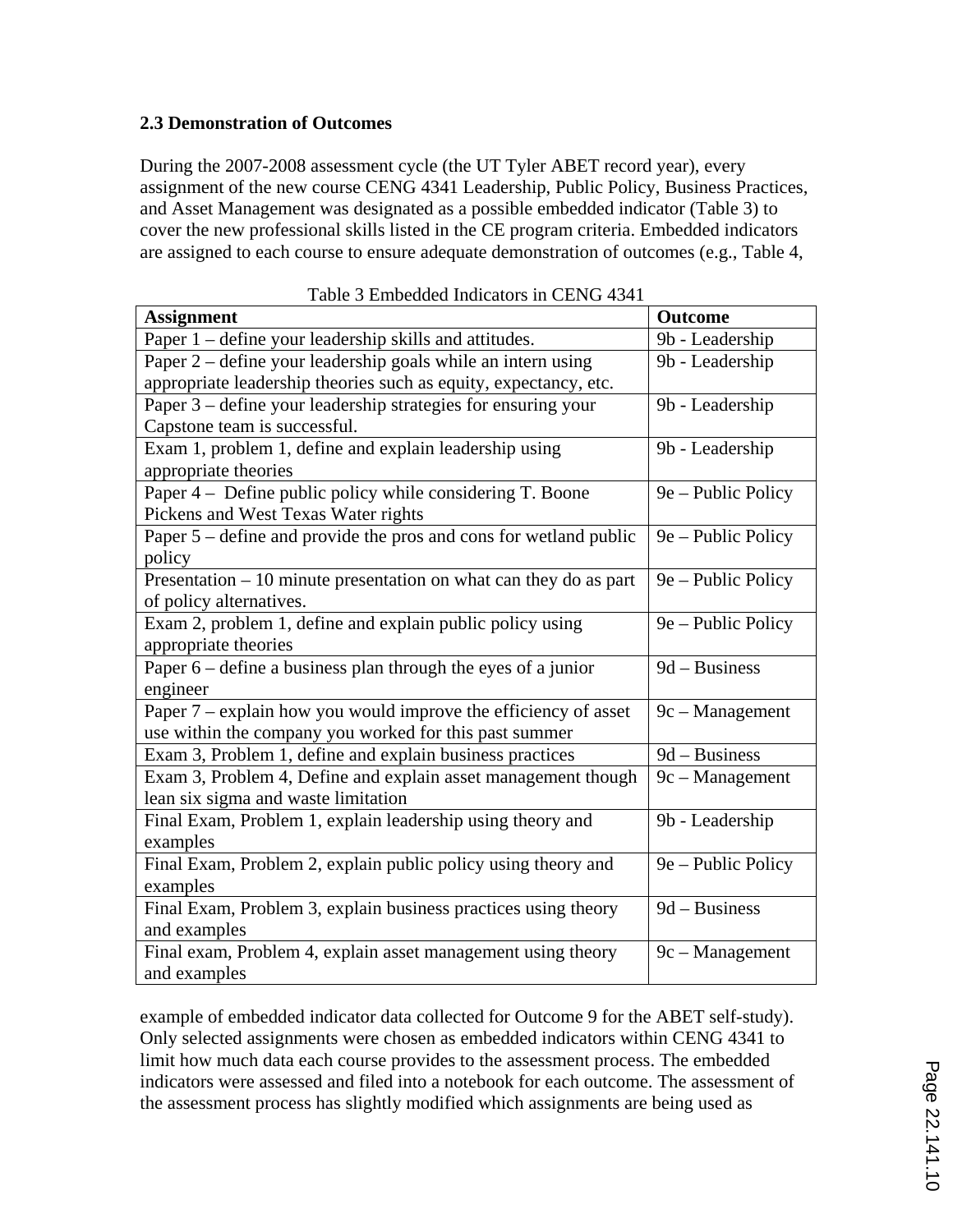### 2.3 Demonstration of Outcomes

During the 2007-2008 assessment cycle (the UT Tyler ABET record year), every assignment of the new course CENG 4341 Leadership, Public Policy, Business Practices, and Asset Management was designated as a possible embedded indicator (Table 3) to cover the new professional skills listed in the CE program criteria. Embedded indicators are assigned to each course to ensure adequate demonstration of outcomes (e.g., Table 4,

Table 3 Embedded Indicators in CENG 4341

| **Assignment** | **Outcome** |
|---|---|
| Paper 1 – define your leadership skills and attitudes. | 9b - Leadership |
| Paper 2 – define your leadership goals while an intern using appropriate leadership theories such as equity, expectancy, etc. | 9b - Leadership |
| Paper 3 – define your leadership strategies for ensuring your Capstone team is successful. | 9b - Leadership |
| Exam 1, problem 1, define and explain leadership using appropriate theories | 9b - Leadership |
| Paper 4 – Define public policy while considering T. Boone Pickens and West Texas Water rights | 9e – Public Policy |
| Paper 5 – define and provide the pros and cons for wetland public policy | 9e – Public Policy |
| Presentation – 10 minute presentation on what can they do as part of policy alternatives. | 9e – Public Policy |
| Exam 2, problem 1, define and explain public policy using appropriate theories | 9e – Public Policy |
| Paper 6 – define a business plan through the eyes of a junior engineer | 9d – Business |
| Paper 7 – explain how you would improve the efficiency of asset use within the company you worked for this past summer | 9c – Management |
| Exam 3, Problem 1, define and explain business practices | 9d – Business |
| Exam 3, Problem 4, Define and explain asset management though lean six sigma and waste limitation | 9c – Management |
| Final Exam, Problem 1, explain leadership using theory and examples | 9b - Leadership |
| Final Exam, Problem 2, explain public policy using theory and examples | 9e – Public Policy |
| Final Exam, Problem 3, explain business practices using theory and examples | 9d – Business |
| Final exam, Problem 4, explain asset management using theory and examples | 9c – Management |

example of embedded indicator data collected for Outcome 9 for the ABET self-study). Only selected assignments were chosen as embedded indicators within CENG 4341 to limit how much data each course provides to the assessment process. The embedded indicators were assessed and filed into a notebook for each outcome. The assessment of the assessment process has slightly modified which assignments are being used as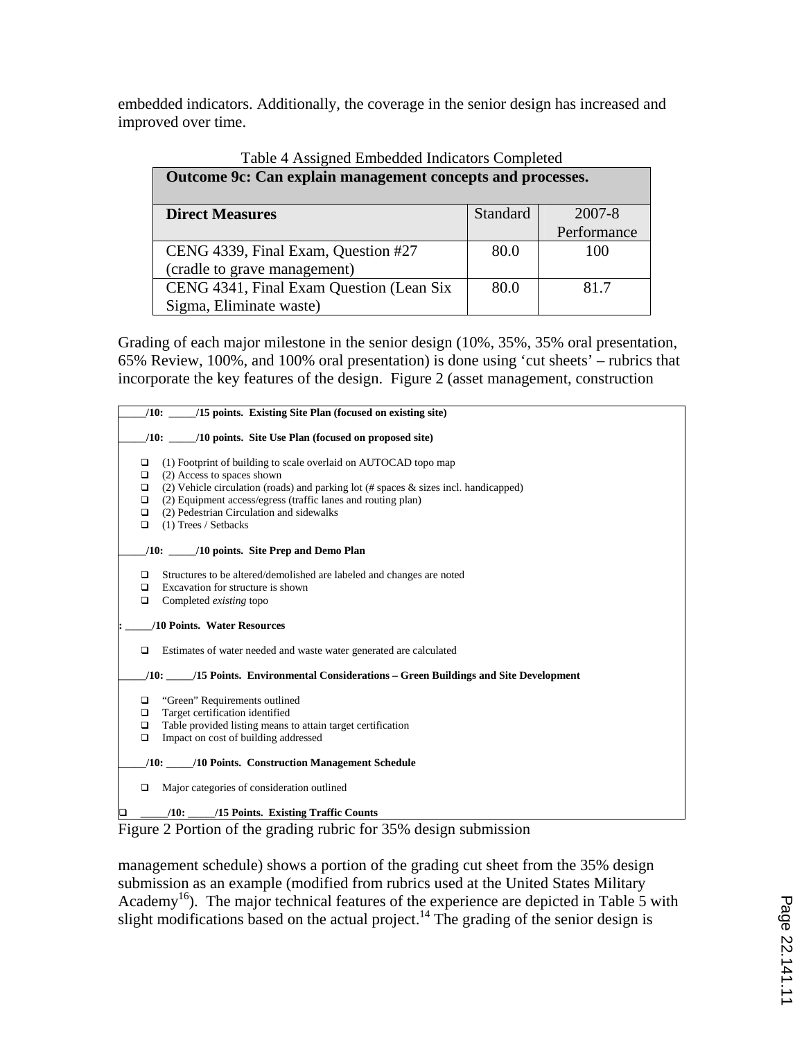embedded indicators. Additionally, the coverage in the senior design has increased and improved over time.

Table 4 Assigned Embedded Indicators Completed

| **Outcome 9c: Can explain management concepts and processes.** | | |
|---|---|---|
| **Direct Measures** | Standard | 2007-8 Performance |
| CENG 4339, Final Exam, Question #27 (cradle to grave management) | 80.0 | 100 |
| CENG 4341, Final Exam Question (Lean Six Sigma, Eliminate waste) | 80.0 | 81.7 |

Grading of each major milestone in the senior design (10%, 35%, 35% oral presentation, 65% Review, 100%, and 100% oral presentation) is done using 'cut sheets' – rubrics that incorporate the key features of the design. Figure 2 (asset management, construction

**_____/10: _____/15 points. Existing Site Plan (focused on existing site)**

**_____/10: _____/10 points. Site Use Plan (focused on proposed site)**

- ❑ (1) Footprint of building to scale overlaid on AUTOCAD topo map
- ❑ (2) Access to spaces shown
- ❑ (2) Vehicle circulation (roads) and parking lot (# spaces & sizes incl. handicapped)
- ❑ (2) Equipment access/egress (traffic lanes and routing plan)
- ❑ (2) Pedestrian Circulation and sidewalks
- ❑ (1) Trees / Setbacks

**_____/10: _____/10 points. Site Prep and Demo Plan**

- ❑ Structures to be altered/demolished are labeled and changes are noted
- ❑ Excavation for structure is shown
- ❑ Completed *existing* topo

**: _____/10 Points. Water Resources**

- ❑ Estimates of water needed and waste water generated are calculated

**_____/10: _____/15 Points. Environmental Considerations – Green Buildings and Site Development**

- ❑ "Green" Requirements outlined
- ❑ Target certification identified
- ❑ Table provided listing means to attain target certification
- ❑ Impact on cost of building addressed

**_____/10: _____/10 Points. Construction Management Schedule**

- ❑ Major categories of consideration outlined

❑ **_____/10: _____/15 Points. Existing Traffic Counts**

Figure 2 Portion of the grading rubric for 35% design submission

management schedule) shows a portion of the grading cut sheet from the 35% design submission as an example (modified from rubrics used at the United States Military Academy[16]). The major technical features of the experience are depicted in Table 5 with slight modifications based on the actual project.[14] The grading of the senior design is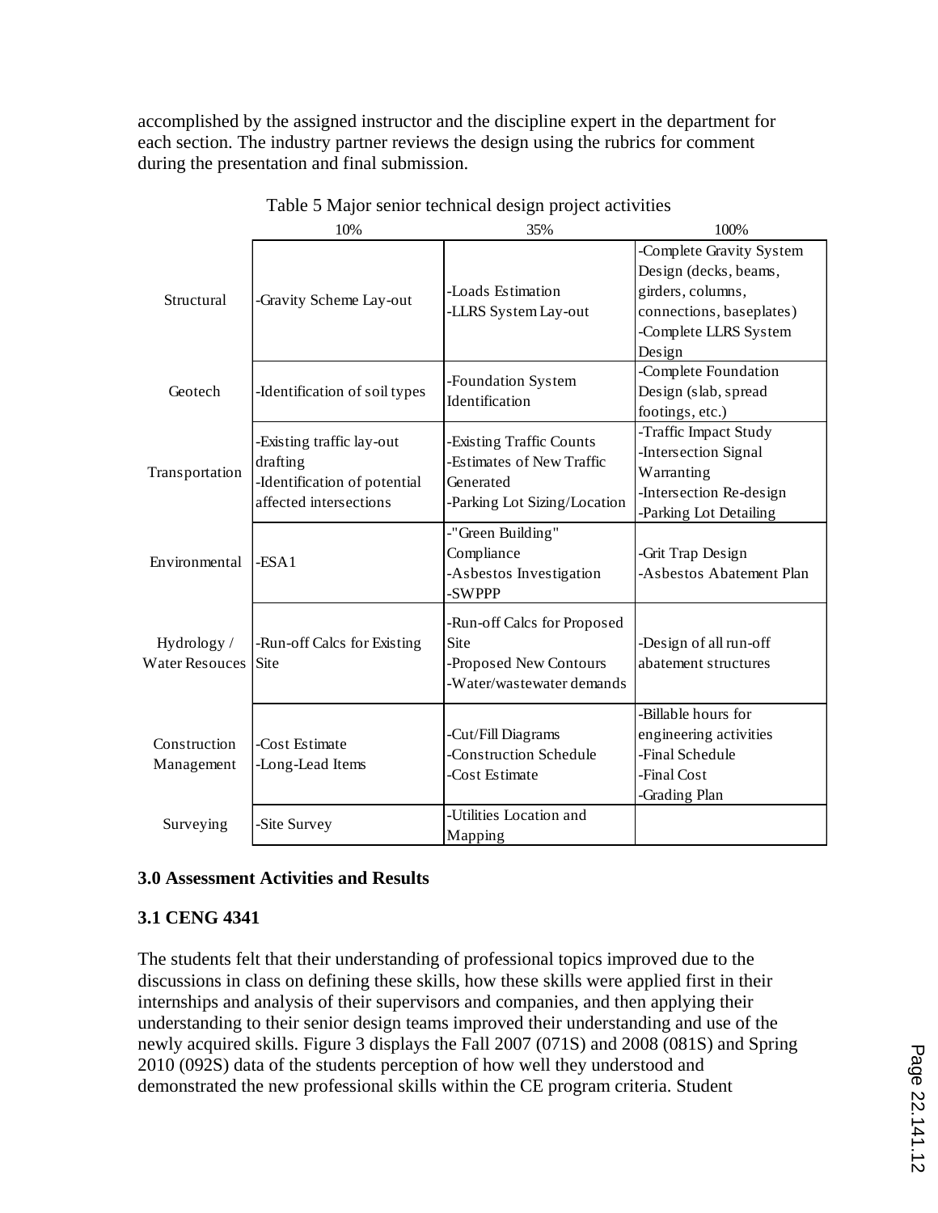accomplished by the assigned instructor and the discipline expert in the department for each section. The industry partner reviews the design using the rubrics for comment during the presentation and final submission.

Table 5 Major senior technical design project activities

| | 10% | 35% | 100% |
|---|---|---|---|
| Structural | -Gravity Scheme Lay-out | -Loads Estimation<br>-LLRS System Lay-out | -Complete Gravity System Design (decks, beams, girders, columns, connections, baseplates)<br>-Complete LLRS System Design |
| Geotech | -Identification of soil types | -Foundation System Identification | -Complete Foundation Design (slab, spread footings, etc.) |
| Transportation | -Existing traffic lay-out drafting<br>-Identification of potential affected intersections | -Existing Traffic Counts<br>-Estimates of New Traffic Generated<br>-Parking Lot Sizing/Location | -Traffic Impact Study<br>-Intersection Signal Warranting<br>-Intersection Re-design<br>-Parking Lot Detailing |
| Environmental | -ESA1 | -"Green Building" Compliance<br>-Asbestos Investigation<br>-SWPPP | -Grit Trap Design<br>-Asbestos Abatement Plan |
| Hydrology / Water Resouces | -Run-off Calcs for Existing Site | -Run-off Calcs for Proposed Site<br>-Proposed New Contours<br>-Water/wastewater demands | -Design of all run-off abatement structures |
| Construction Management | -Cost Estimate<br>-Long-Lead Items | -Cut/Fill Diagrams<br>-Construction Schedule<br>-Cost Estimate | -Billable hours for engineering activities<br>-Final Schedule<br>-Final Cost<br>-Grading Plan |
| Surveying | -Site Survey | -Utilities Location and Mapping | |

### 3.0 Assessment Activities and Results

### 3.1 CENG 4341

The students felt that their understanding of professional topics improved due to the discussions in class on defining these skills, how these skills were applied first in their internships and analysis of their supervisors and companies, and then applying their understanding to their senior design teams improved their understanding and use of the newly acquired skills. Figure 3 displays the Fall 2007 (071S) and 2008 (081S) and Spring 2010 (092S) data of the students perception of how well they understood and demonstrated the new professional skills within the CE program criteria. Student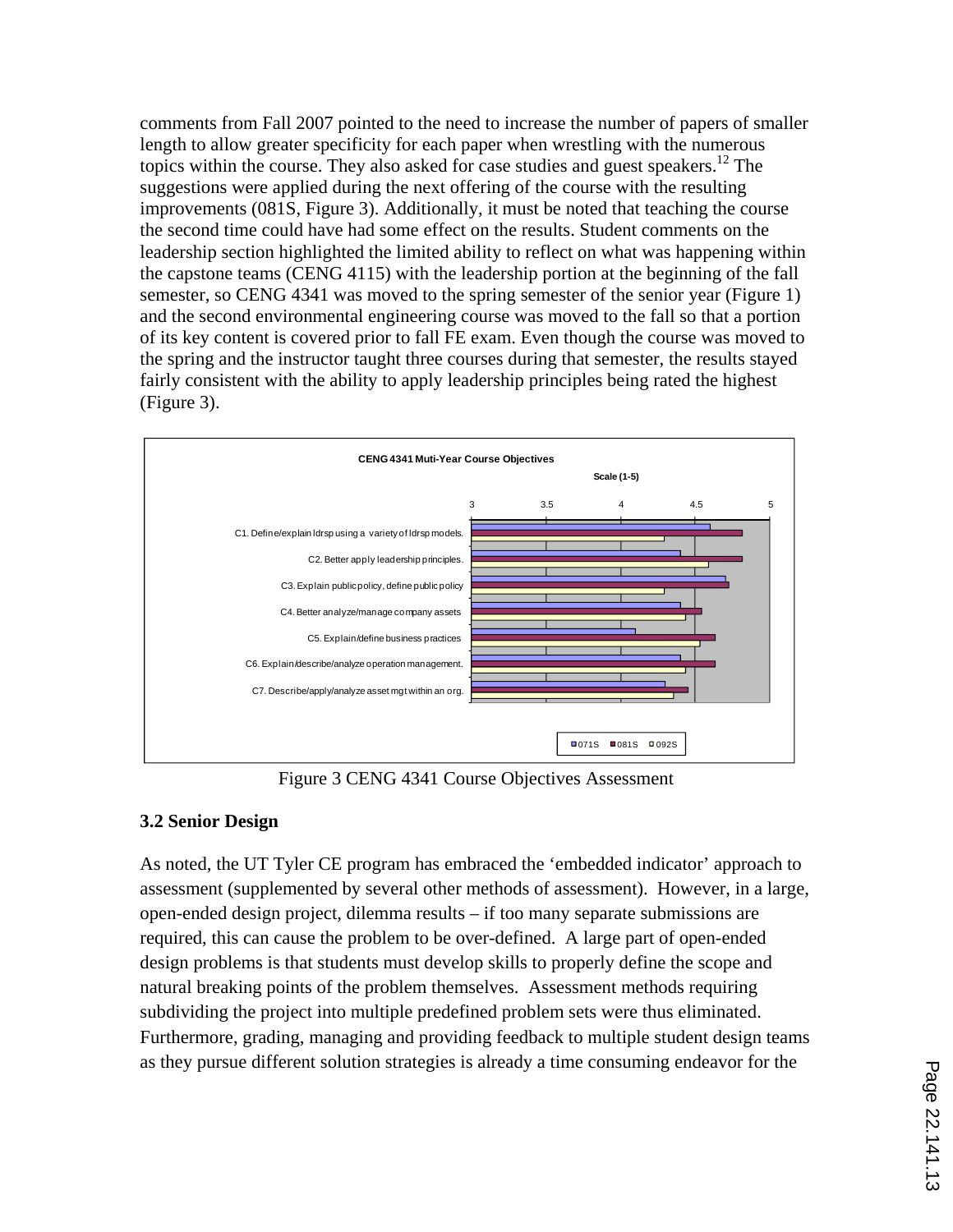comments from Fall 2007 pointed to the need to increase the number of papers of smaller length to allow greater specificity for each paper when wrestling with the numerous topics within the course. They also asked for case studies and guest speakers.[12] The suggestions were applied during the next offering of the course with the resulting improvements (081S, Figure 3). Additionally, it must be noted that teaching the course the second time could have had some effect on the results. Student comments on the leadership section highlighted the limited ability to reflect on what was happening within the capstone teams (CENG 4115) with the leadership portion at the beginning of the fall semester, so CENG 4341 was moved to the spring semester of the senior year (Figure 1) and the second environmental engineering course was moved to the fall so that a portion of its key content is covered prior to fall FE exam. Even though the course was moved to the spring and the instructor taught three courses during that semester, the results stayed fairly consistent with the ability to apply leadership principles being rated the highest (Figure 3).

Figure 3 CENG 4341 Course Objectives Assessment

### 3.2 Senior Design

As noted, the UT Tyler CE program has embraced the 'embedded indicator' approach to assessment (supplemented by several other methods of assessment). However, in a large, open-ended design project, dilemma results – if too many separate submissions are required, this can cause the problem to be over-defined. A large part of open-ended design problems is that students must develop skills to properly define the scope and natural breaking points of the problem themselves. Assessment methods requiring subdividing the project into multiple predefined problem sets were thus eliminated. Furthermore, grading, managing and providing feedback to multiple student design teams as they pursue different solution strategies is already a time consuming endeavor for the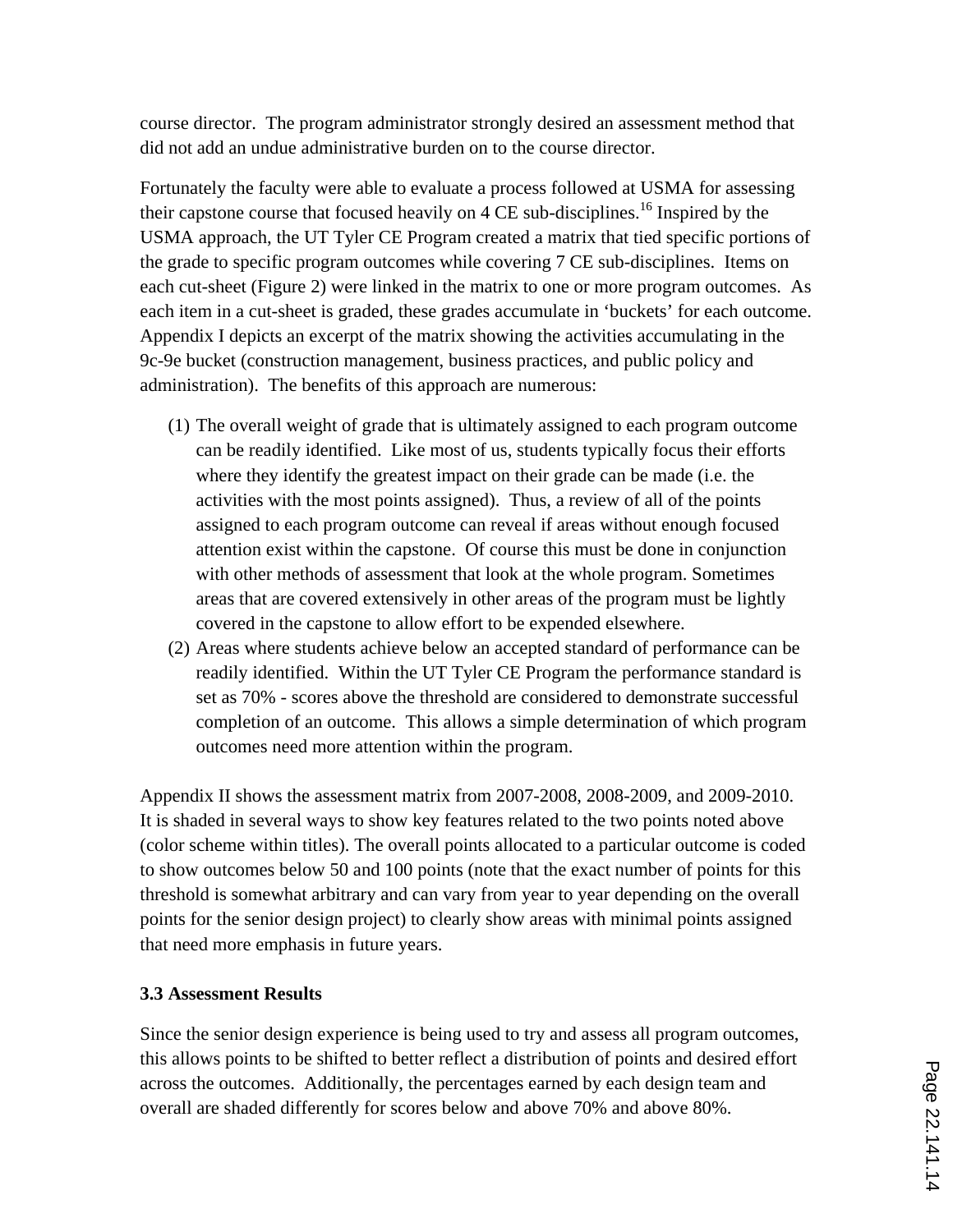course director. The program administrator strongly desired an assessment method that did not add an undue administrative burden on to the course director.

Fortunately the faculty were able to evaluate a process followed at USMA for assessing their capstone course that focused heavily on 4 CE sub-disciplines.[16] Inspired by the USMA approach, the UT Tyler CE Program created a matrix that tied specific portions of the grade to specific program outcomes while covering 7 CE sub-disciplines. Items on each cut-sheet (Figure 2) were linked in the matrix to one or more program outcomes. As each item in a cut-sheet is graded, these grades accumulate in 'buckets' for each outcome. Appendix I depicts an excerpt of the matrix showing the activities accumulating in the 9c-9e bucket (construction management, business practices, and public policy and administration). The benefits of this approach are numerous:

(1) The overall weight of grade that is ultimately assigned to each program outcome can be readily identified. Like most of us, students typically focus their efforts where they identify the greatest impact on their grade can be made (i.e. the activities with the most points assigned). Thus, a review of all of the points assigned to each program outcome can reveal if areas without enough focused attention exist within the capstone. Of course this must be done in conjunction with other methods of assessment that look at the whole program. Sometimes areas that are covered extensively in other areas of the program must be lightly covered in the capstone to allow effort to be expended elsewhere.

(2) Areas where students achieve below an accepted standard of performance can be readily identified. Within the UT Tyler CE Program the performance standard is set as 70% - scores above the threshold are considered to demonstrate successful completion of an outcome. This allows a simple determination of which program outcomes need more attention within the program.

Appendix II shows the assessment matrix from 2007-2008, 2008-2009, and 2009-2010. It is shaded in several ways to show key features related to the two points noted above (color scheme within titles). The overall points allocated to a particular outcome is coded to show outcomes below 50 and 100 points (note that the exact number of points for this threshold is somewhat arbitrary and can vary from year to year depending on the overall points for the senior design project) to clearly show areas with minimal points assigned that need more emphasis in future years.

### 3.3 Assessment Results

Since the senior design experience is being used to try and assess all program outcomes, this allows points to be shifted to better reflect a distribution of points and desired effort across the outcomes. Additionally, the percentages earned by each design team and overall are shaded differently for scores below and above 70% and above 80%.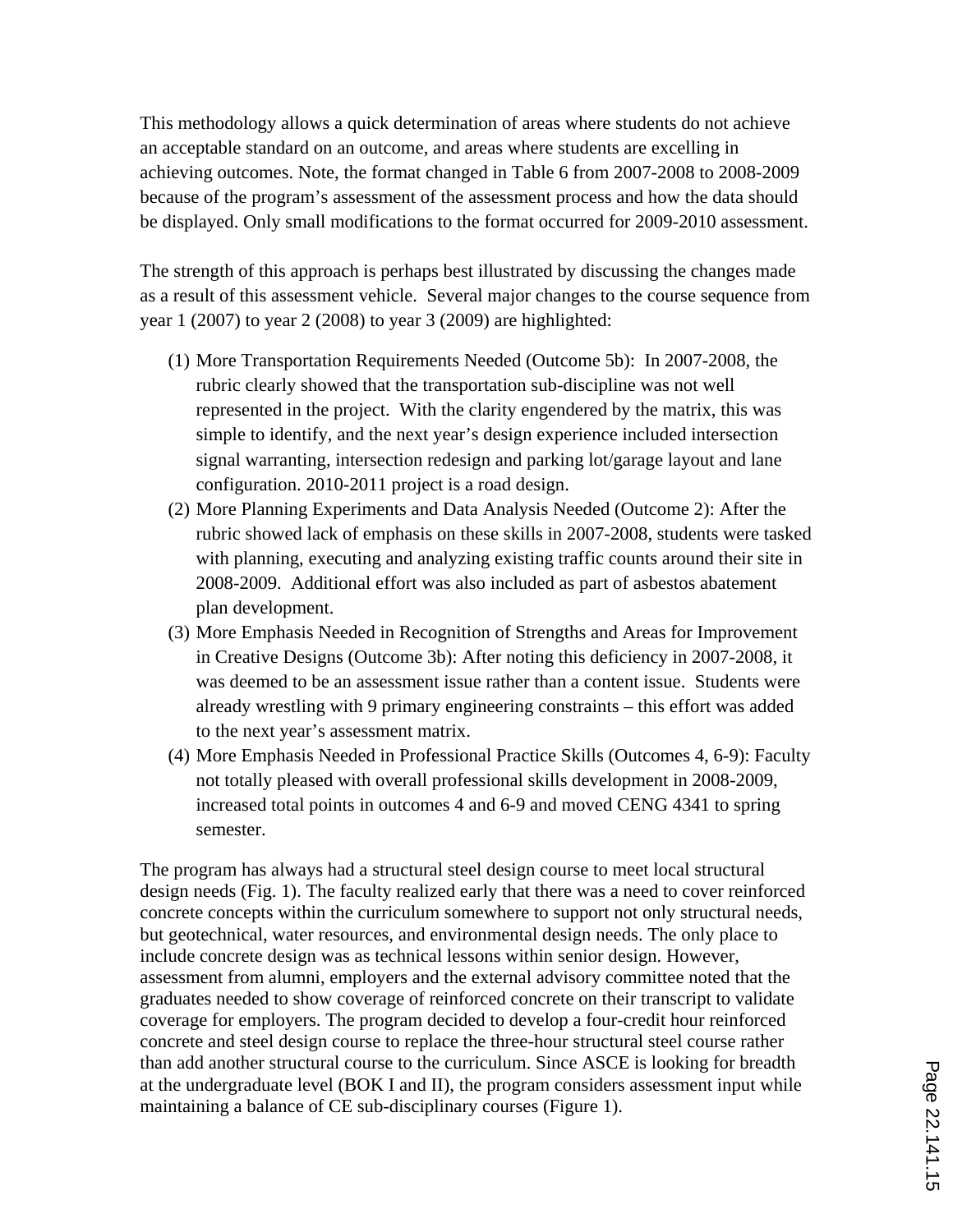This methodology allows a quick determination of areas where students do not achieve an acceptable standard on an outcome, and areas where students are excelling in achieving outcomes. Note, the format changed in Table 6 from 2007-2008 to 2008-2009 because of the program's assessment of the assessment process and how the data should be displayed. Only small modifications to the format occurred for 2009-2010 assessment.

The strength of this approach is perhaps best illustrated by discussing the changes made as a result of this assessment vehicle. Several major changes to the course sequence from year 1 (2007) to year 2 (2008) to year 3 (2009) are highlighted:

(1) More Transportation Requirements Needed (Outcome 5b): In 2007-2008, the rubric clearly showed that the transportation sub-discipline was not well represented in the project. With the clarity engendered by the matrix, this was simple to identify, and the next year's design experience included intersection signal warranting, intersection redesign and parking lot/garage layout and lane configuration. 2010-2011 project is a road design.

(2) More Planning Experiments and Data Analysis Needed (Outcome 2): After the rubric showed lack of emphasis on these skills in 2007-2008, students were tasked with planning, executing and analyzing existing traffic counts around their site in 2008-2009. Additional effort was also included as part of asbestos abatement plan development.

(3) More Emphasis Needed in Recognition of Strengths and Areas for Improvement in Creative Designs (Outcome 3b): After noting this deficiency in 2007-2008, it was deemed to be an assessment issue rather than a content issue. Students were already wrestling with 9 primary engineering constraints – this effort was added to the next year's assessment matrix.

(4) More Emphasis Needed in Professional Practice Skills (Outcomes 4, 6-9): Faculty not totally pleased with overall professional skills development in 2008-2009, increased total points in outcomes 4 and 6-9 and moved CENG 4341 to spring semester.

The program has always had a structural steel design course to meet local structural design needs (Fig. 1). The faculty realized early that there was a need to cover reinforced concrete concepts within the curriculum somewhere to support not only structural needs, but geotechnical, water resources, and environmental design needs. The only place to include concrete design was as technical lessons within senior design. However, assessment from alumni, employers and the external advisory committee noted that the graduates needed to show coverage of reinforced concrete on their transcript to validate coverage for employers. The program decided to develop a four-credit hour reinforced concrete and steel design course to replace the three-hour structural steel course rather than add another structural course to the curriculum. Since ASCE is looking for breadth at the undergraduate level (BOK I and II), the program considers assessment input while maintaining a balance of CE sub-disciplinary courses (Figure 1).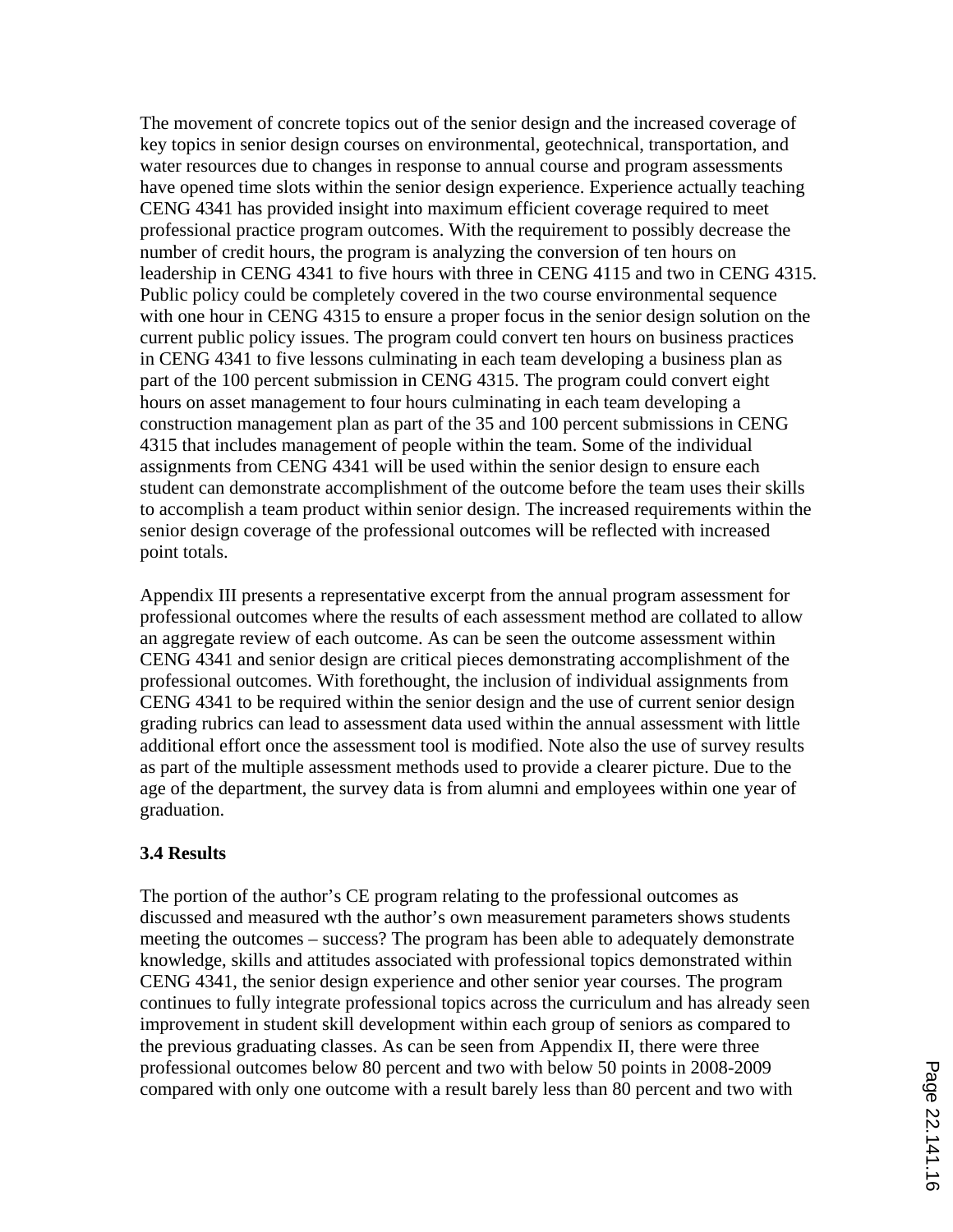The movement of concrete topics out of the senior design and the increased coverage of key topics in senior design courses on environmental, geotechnical, transportation, and water resources due to changes in response to annual course and program assessments have opened time slots within the senior design experience. Experience actually teaching CENG 4341 has provided insight into maximum efficient coverage required to meet professional practice program outcomes. With the requirement to possibly decrease the number of credit hours, the program is analyzing the conversion of ten hours on leadership in CENG 4341 to five hours with three in CENG 4115 and two in CENG 4315. Public policy could be completely covered in the two course environmental sequence with one hour in CENG 4315 to ensure a proper focus in the senior design solution on the current public policy issues. The program could convert ten hours on business practices in CENG 4341 to five lessons culminating in each team developing a business plan as part of the 100 percent submission in CENG 4315. The program could convert eight hours on asset management to four hours culminating in each team developing a construction management plan as part of the 35 and 100 percent submissions in CENG 4315 that includes management of people within the team. Some of the individual assignments from CENG 4341 will be used within the senior design to ensure each student can demonstrate accomplishment of the outcome before the team uses their skills to accomplish a team product within senior design. The increased requirements within the senior design coverage of the professional outcomes will be reflected with increased point totals.

Appendix III presents a representative excerpt from the annual program assessment for professional outcomes where the results of each assessment method are collated to allow an aggregate review of each outcome. As can be seen the outcome assessment within CENG 4341 and senior design are critical pieces demonstrating accomplishment of the professional outcomes. With forethought, the inclusion of individual assignments from CENG 4341 to be required within the senior design and the use of current senior design grading rubrics can lead to assessment data used within the annual assessment with little additional effort once the assessment tool is modified. Note also the use of survey results as part of the multiple assessment methods used to provide a clearer picture. Due to the age of the department, the survey data is from alumni and employees within one year of graduation.

**3.4 Results**

The portion of the author's CE program relating to the professional outcomes as discussed and measured wth the author's own measurement parameters shows students meeting the outcomes – success? The program has been able to adequately demonstrate knowledge, skills and attitudes associated with professional topics demonstrated within CENG 4341, the senior design experience and other senior year courses. The program continues to fully integrate professional topics across the curriculum and has already seen improvement in student skill development within each group of seniors as compared to the previous graduating classes. As can be seen from Appendix II, there were three professional outcomes below 80 percent and two with below 50 points in 2008-2009 compared with only one outcome with a result barely less than 80 percent and two with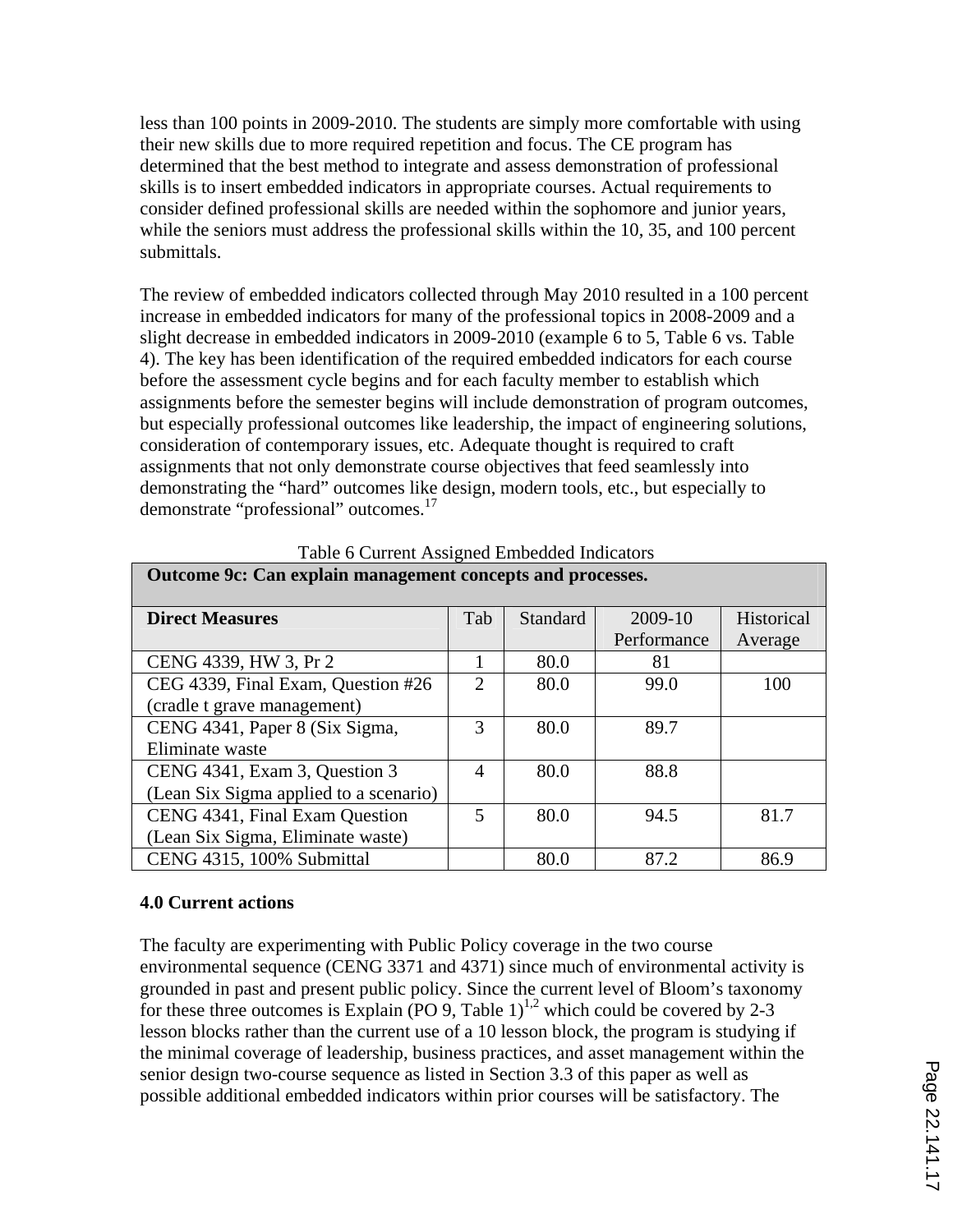less than 100 points in 2009-2010. The students are simply more comfortable with using their new skills due to more required repetition and focus. The CE program has determined that the best method to integrate and assess demonstration of professional skills is to insert embedded indicators in appropriate courses. Actual requirements to consider defined professional skills are needed within the sophomore and junior years, while the seniors must address the professional skills within the 10, 35, and 100 percent submittals.

The review of embedded indicators collected through May 2010 resulted in a 100 percent increase in embedded indicators for many of the professional topics in 2008-2009 and a slight decrease in embedded indicators in 2009-2010 (example 6 to 5, Table 6 vs. Table 4). The key has been identification of the required embedded indicators for each course before the assessment cycle begins and for each faculty member to establish which assignments before the semester begins will include demonstration of program outcomes, but especially professional outcomes like leadership, the impact of engineering solutions, consideration of contemporary issues, etc. Adequate thought is required to craft assignments that not only demonstrate course objectives that feed seamlessly into demonstrating the "hard" outcomes like design, modern tools, etc., but especially to demonstrate "professional" outcomes.[17]

Table 6 Current Assigned Embedded Indicators

| **Outcome 9c: Can explain management concepts and processes.** | | | | |
|---|---|---|---|---|
| **Direct Measures** | Tab | Standard | 2009-10 Performance | Historical Average |
| CENG 4339, HW 3, Pr 2 | 1 | 80.0 | 81 | |
| CEG 4339, Final Exam, Question #26 (cradle t grave management) | 2 | 80.0 | 99.0 | 100 |
| CENG 4341, Paper 8 (Six Sigma, Eliminate waste | 3 | 80.0 | 89.7 | |
| CENG 4341, Exam 3, Question 3 (Lean Six Sigma applied to a scenario) | 4 | 80.0 | 88.8 | |
| CENG 4341, Final Exam Question (Lean Six Sigma, Eliminate waste) | 5 | 80.0 | 94.5 | 81.7 |
| CENG 4315, 100% Submittal | | 80.0 | 87.2 | 86.9 |

**4.0 Current actions**

The faculty are experimenting with Public Policy coverage in the two course environmental sequence (CENG 3371 and 4371) since much of environmental activity is grounded in past and present public policy. Since the current level of Bloom's taxonomy for these three outcomes is Explain (PO 9, Table 1)[1,2] which could be covered by 2-3 lesson blocks rather than the current use of a 10 lesson block, the program is studying if the minimal coverage of leadership, business practices, and asset management within the senior design two-course sequence as listed in Section 3.3 of this paper as well as possible additional embedded indicators within prior courses will be satisfactory. The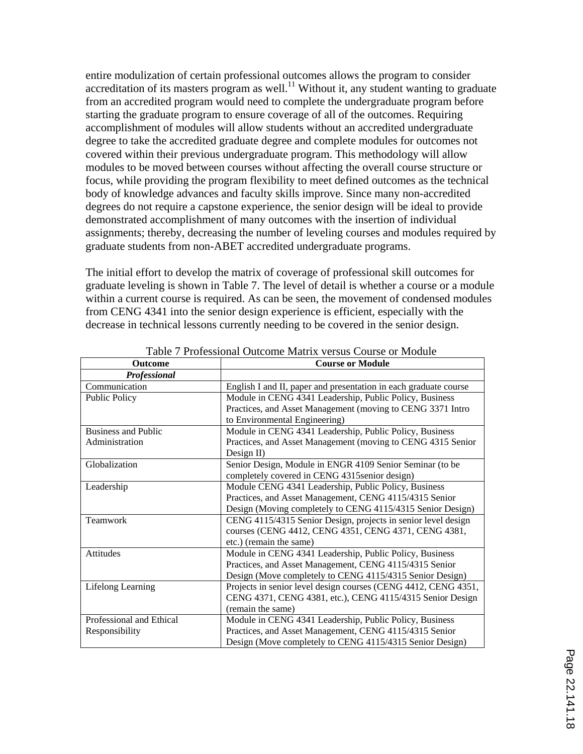entire modulization of certain professional outcomes allows the program to consider accreditation of its masters program as well.[11] Without it, any student wanting to graduate from an accredited program would need to complete the undergraduate program before starting the graduate program to ensure coverage of all of the outcomes. Requiring accomplishment of modules will allow students without an accredited undergraduate degree to take the accredited graduate degree and complete modules for outcomes not covered within their previous undergraduate program. This methodology will allow modules to be moved between courses without affecting the overall course structure or focus, while providing the program flexibility to meet defined outcomes as the technical body of knowledge advances and faculty skills improve. Since many non-accredited degrees do not require a capstone experience, the senior design will be ideal to provide demonstrated accomplishment of many outcomes with the insertion of individual assignments; thereby, decreasing the number of leveling courses and modules required by graduate students from non-ABET accredited undergraduate programs.

The initial effort to develop the matrix of coverage of professional skill outcomes for graduate leveling is shown in Table 7. The level of detail is whether a course or a module within a current course is required. As can be seen, the movement of condensed modules from CENG 4341 into the senior design experience is efficient, especially with the decrease in technical lessons currently needing to be covered in the senior design.

Table 7 Professional Outcome Matrix versus Course or Module

| Outcome | Course or Module |
|---|---|
| ***Professional*** | |
| Communication | English I and II, paper and presentation in each graduate course |
| Public Policy | Module in CENG 4341 Leadership, Public Policy, Business Practices, and Asset Management (moving to CENG 3371 Intro to Environmental Engineering) |
| Business and Public Administration | Module in CENG 4341 Leadership, Public Policy, Business Practices, and Asset Management (moving to CENG 4315 Senior Design II) |
| Globalization | Senior Design, Module in ENGR 4109 Senior Seminar (to be completely covered in CENG 4315senior design) |
| Leadership | Module CENG 4341 Leadership, Public Policy, Business Practices, and Asset Management, CENG 4115/4315 Senior Design (Moving completely to CENG 4115/4315 Senior Design) |
| Teamwork | CENG 4115/4315 Senior Design, projects in senior level design courses (CENG 4412, CENG 4351, CENG 4371, CENG 4381, etc.) (remain the same) |
| Attitudes | Module in CENG 4341 Leadership, Public Policy, Business Practices, and Asset Management, CENG 4115/4315 Senior Design (Move completely to CENG 4115/4315 Senior Design) |
| Lifelong Learning | Projects in senior level design courses (CENG 4412, CENG 4351, CENG 4371, CENG 4381, etc.), CENG 4115/4315 Senior Design (remain the same) |
| Professional and Ethical Responsibility | Module in CENG 4341 Leadership, Public Policy, Business Practices, and Asset Management, CENG 4115/4315 Senior Design (Move completely to CENG 4115/4315 Senior Design) |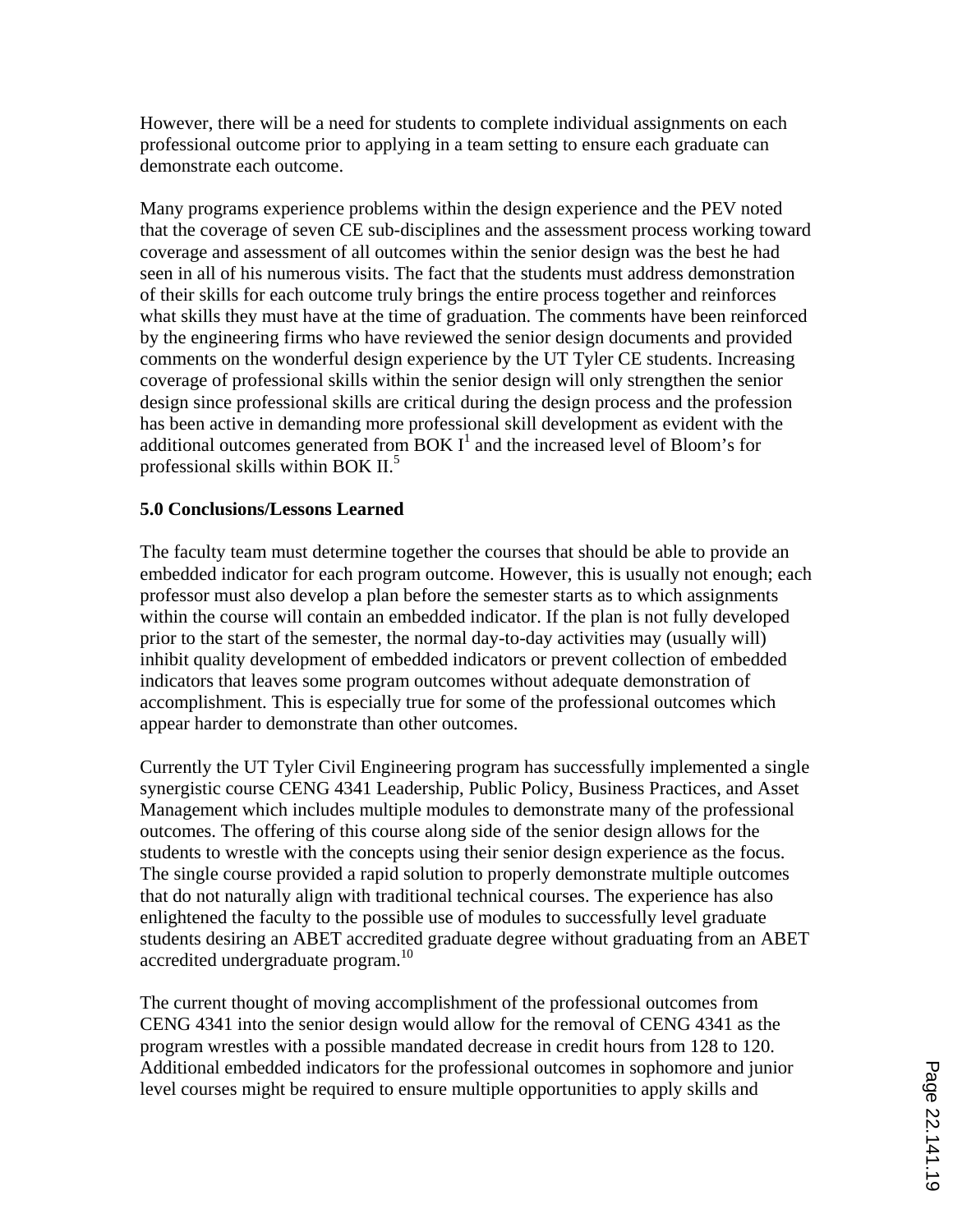However, there will be a need for students to complete individual assignments on each professional outcome prior to applying in a team setting to ensure each graduate can demonstrate each outcome.

Many programs experience problems within the design experience and the PEV noted that the coverage of seven CE sub-disciplines and the assessment process working toward coverage and assessment of all outcomes within the senior design was the best he had seen in all of his numerous visits. The fact that the students must address demonstration of their skills for each outcome truly brings the entire process together and reinforces what skills they must have at the time of graduation. The comments have been reinforced by the engineering firms who have reviewed the senior design documents and provided comments on the wonderful design experience by the UT Tyler CE students. Increasing coverage of professional skills within the senior design will only strengthen the senior design since professional skills are critical during the design process and the profession has been active in demanding more professional skill development as evident with the additional outcomes generated from BOK I[1] and the increased level of Bloom's for professional skills within BOK II.[5]

**5.0 Conclusions/Lessons Learned**

The faculty team must determine together the courses that should be able to provide an embedded indicator for each program outcome. However, this is usually not enough; each professor must also develop a plan before the semester starts as to which assignments within the course will contain an embedded indicator. If the plan is not fully developed prior to the start of the semester, the normal day-to-day activities may (usually will) inhibit quality development of embedded indicators or prevent collection of embedded indicators that leaves some program outcomes without adequate demonstration of accomplishment. This is especially true for some of the professional outcomes which appear harder to demonstrate than other outcomes.

Currently the UT Tyler Civil Engineering program has successfully implemented a single synergistic course CENG 4341 Leadership, Public Policy, Business Practices, and Asset Management which includes multiple modules to demonstrate many of the professional outcomes. The offering of this course along side of the senior design allows for the students to wrestle with the concepts using their senior design experience as the focus. The single course provided a rapid solution to properly demonstrate multiple outcomes that do not naturally align with traditional technical courses. The experience has also enlightened the faculty to the possible use of modules to successfully level graduate students desiring an ABET accredited graduate degree without graduating from an ABET accredited undergraduate program.[10]

The current thought of moving accomplishment of the professional outcomes from CENG 4341 into the senior design would allow for the removal of CENG 4341 as the program wrestles with a possible mandated decrease in credit hours from 128 to 120. Additional embedded indicators for the professional outcomes in sophomore and junior level courses might be required to ensure multiple opportunities to apply skills and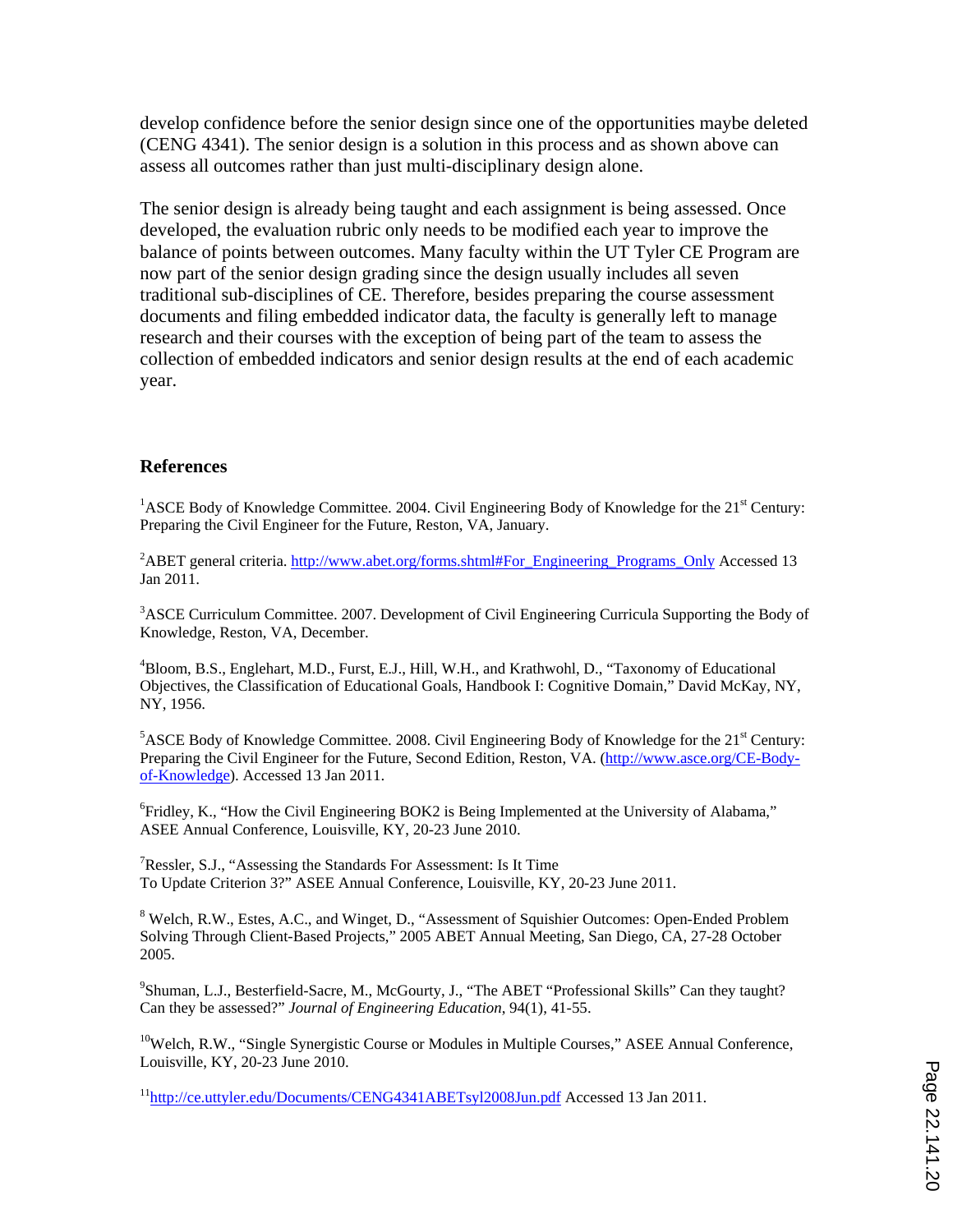develop confidence before the senior design since one of the opportunities maybe deleted (CENG 4341). The senior design is a solution in this process and as shown above can assess all outcomes rather than just multi-disciplinary design alone.

The senior design is already being taught and each assignment is being assessed. Once developed, the evaluation rubric only needs to be modified each year to improve the balance of points between outcomes. Many faculty within the UT Tyler CE Program are now part of the senior design grading since the design usually includes all seven traditional sub-disciplines of CE. Therefore, besides preparing the course assessment documents and filing embedded indicator data, the faculty is generally left to manage research and their courses with the exception of being part of the team to assess the collection of embedded indicators and senior design results at the end of each academic year.

## References

[1]ASCE Body of Knowledge Committee. 2004. Civil Engineering Body of Knowledge for the 21st Century: Preparing the Civil Engineer for the Future, Reston, VA, January.

[2]ABET general criteria. http://www.abet.org/forms.shtml#For_Engineering_Programs_Only Accessed 13 Jan 2011.

[3]ASCE Curriculum Committee. 2007. Development of Civil Engineering Curricula Supporting the Body of Knowledge, Reston, VA, December.

[4]Bloom, B.S., Englehart, M.D., Furst, E.J., Hill, W.H., and Krathwohl, D., "Taxonomy of Educational Objectives, the Classification of Educational Goals, Handbook I: Cognitive Domain," David McKay, NY, NY, 1956.

[5]ASCE Body of Knowledge Committee. 2008. Civil Engineering Body of Knowledge for the 21st Century: Preparing the Civil Engineer for the Future, Second Edition, Reston, VA. (http://www.asce.org/CE-Body-of-Knowledge). Accessed 13 Jan 2011.

[6]Fridley, K., "How the Civil Engineering BOK2 is Being Implemented at the University of Alabama," ASEE Annual Conference, Louisville, KY, 20-23 June 2010.

[7]Ressler, S.J., "Assessing the Standards For Assessment: Is It Time To Update Criterion 3?" ASEE Annual Conference, Louisville, KY, 20-23 June 2011.

[8] Welch, R.W., Estes, A.C., and Winget, D., "Assessment of Squishier Outcomes: Open-Ended Problem Solving Through Client-Based Projects," 2005 ABET Annual Meeting, San Diego, CA, 27-28 October 2005.

[9]Shuman, L.J., Besterfield-Sacre, M., McGourty, J., "The ABET "Professional Skills" Can they taught? Can they be assessed?" *Journal of Engineering Education*, 94(1), 41-55.

[10]Welch, R.W., "Single Synergistic Course or Modules in Multiple Courses," ASEE Annual Conference, Louisville, KY, 20-23 June 2010.

[11]http://ce.uttyler.edu/Documents/CENG4341ABETsyl2008Jun.pdf Accessed 13 Jan 2011.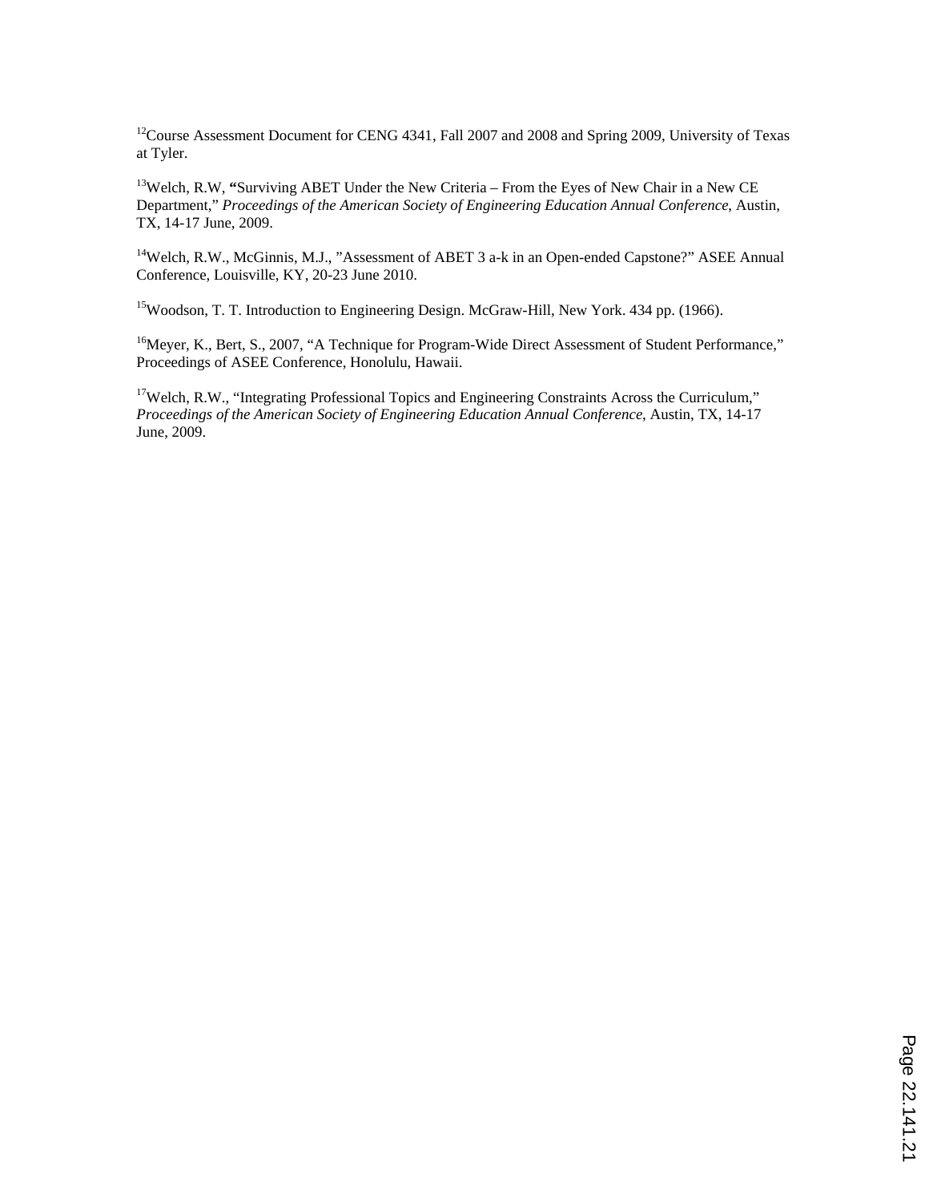[12]Course Assessment Document for CENG 4341, Fall 2007 and 2008 and Spring 2009, University of Texas at Tyler.

[13]Welch, R.W, **"**Surviving ABET Under the New Criteria – From the Eyes of New Chair in a New CE Department," *Proceedings of the American Society of Engineering Education Annual Conference*, Austin, TX, 14-17 June, 2009.

[14]Welch, R.W., McGinnis, M.J., "Assessment of ABET 3 a-k in an Open-ended Capstone?" ASEE Annual Conference, Louisville, KY, 20-23 June 2010.

[15]Woodson, T. T. Introduction to Engineering Design. McGraw-Hill, New York. 434 pp. (1966).

[16]Meyer, K., Bert, S., 2007, "A Technique for Program-Wide Direct Assessment of Student Performance," Proceedings of ASEE Conference, Honolulu, Hawaii.

[17]Welch, R.W., "Integrating Professional Topics and Engineering Constraints Across the Curriculum," *Proceedings of the American Society of Engineering Education Annual Conference*, Austin, TX, 14-17 June, 2009.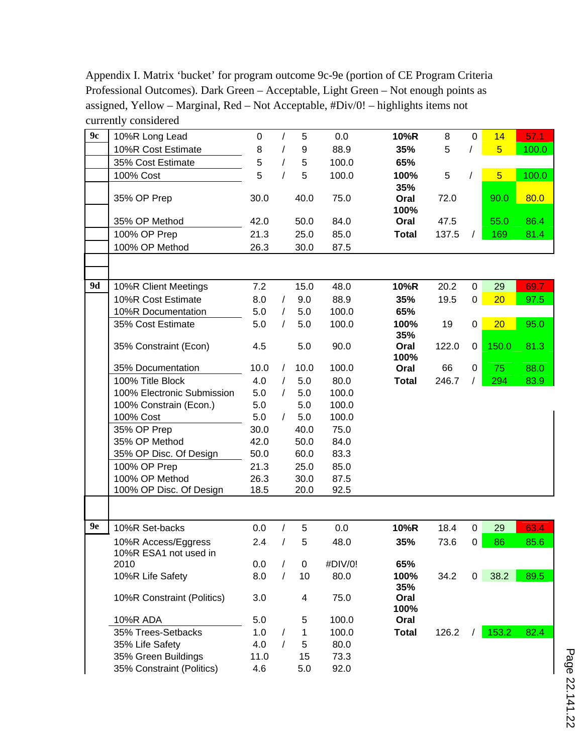Appendix I. Matrix 'bucket' for program outcome 9c-9e (portion of CE Program Criteria Professional Outcomes). Dark Green – Acceptable, Light Green – Not enough points as assigned, Yellow – Marginal, Red – Not Acceptable, #Div/0! – highlights items not currently considered

| | Item | Score | | Max | % | Phase | Score | | Max | % |
|---|---|---|---|---|---|---|---|---|---|---|
| 9c | 10%R Long Lead | 0 | / | 5 | 0.0 | **10%R** | 8 | 0 | 14 | 57.1 |
| | 10%R Cost Estimate | 8 | / | 9 | 88.9 | **35%** | 5 | / | 5 | 100.0 |
| | 35% Cost Estimate | 5 | / | 5 | 100.0 | **65%** | | | | |
| | 100% Cost | 5 | / | 5 | 100.0 | **100%** | 5 | / | 5 | 100.0 |
| | 35% OP Prep | 30.0 | | 40.0 | 75.0 | **35% Oral** | 72.0 | | 90.0 | 80.0 |
| | 35% OP Method | 42.0 | | 50.0 | 84.0 | **100% Oral** | 47.5 | | 55.0 | 86.4 |
| | 100% OP Prep | 21.3 | | 25.0 | 85.0 | **Total** | 137.5 | / | 169 | 81.4 |
| | 100% OP Method | 26.3 | | 30.0 | 87.5 | | | | | |
| 9d | 10%R Client Meetings | 7.2 | | 15.0 | 48.0 | **10%R** | 20.2 | 0 | 29 | 69.7 |
| | 10%R Cost Estimate | 8.0 | / | 9.0 | 88.9 | **35%** | 19.5 | 0 | 20 | 97.5 |
| | 10%R Documentation | 5.0 | / | 5.0 | 100.0 | **65%** | | | | |
| | 35% Cost Estimate | 5.0 | / | 5.0 | 100.0 | **100%** | 19 | 0 | 20 | 95.0 |
| | 35% Constraint (Econ) | 4.5 | | 5.0 | 90.0 | **35% Oral** | 122.0 | 0 | 150.0 | 81.3 |
| | 35% Documentation | 10.0 | / | 10.0 | 100.0 | **100% Oral** | 66 | 0 | 75 | 88.0 |
| | 100% Title Block | 4.0 | / | 5.0 | 80.0 | **Total** | 246.7 | / | 294 | 83.9 |
| | 100% Electronic Submission | 5.0 | / | 5.0 | 100.0 | | | | | |
| | 100% Constrain (Econ.) | 5.0 | | 5.0 | 100.0 | | | | | |
| | 100% Cost | 5.0 | / | 5.0 | 100.0 | | | | | |
| | 35% OP Prep | 30.0 | | 40.0 | 75.0 | | | | | |
| | 35% OP Method | 42.0 | | 50.0 | 84.0 | | | | | |
| | 35% OP Disc. Of Design | 50.0 | | 60.0 | 83.3 | | | | | |
| | 100% OP Prep | 21.3 | | 25.0 | 85.0 | | | | | |
| | 100% OP Method | 26.3 | | 30.0 | 87.5 | | | | | |
| | 100% OP Disc. Of Design | 18.5 | | 20.0 | 92.5 | | | | | |
| 9e | 10%R Set-backs | 0.0 | / | 5 | 0.0 | **10%R** | 18.4 | 0 | 29 | 63.4 |
| | 10%R Access/Eggress | 2.4 | / | 5 | 48.0 | **35%** | 73.6 | 0 | 86 | 85.6 |
| | 10%R ESA1 not used in 2010 | 0.0 | / | 0 | #DIV/0! | **65%** | | | | |
| | 10%R Life Safety | 8.0 | / | 10 | 80.0 | **100%** | 34.2 | 0 | 38.2 | 89.5 |
| | 10%R Constraint (Politics) | 3.0 | | 4 | 75.0 | **35% Oral** | | | | |
| | 10%R ADA | 5.0 | | 5 | 100.0 | **100% Oral** | | | | |
| | 35% Trees-Setbacks | 1.0 | / | 1 | 100.0 | **Total** | 126.2 | / | 153.2 | 82.4 |
| | 35% Life Safety | 4.0 | / | 5 | 80.0 | | | | | |
| | 35% Green Buildings | 11.0 | | 15 | 73.3 | | | | | |
| | 35% Constraint (Politics) | 4.6 | | 5.0 | 92.0 | | | | | |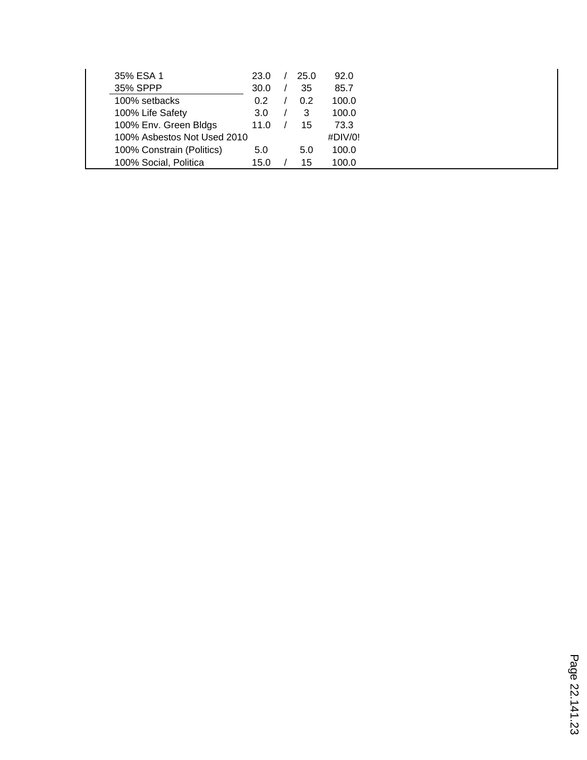| | | | | |
|---|---|---|---|---|
| 35% ESA 1 | 23.0 | / | 25.0 | 92.0 |
| 35% SPPP | 30.0 | / | 35 | 85.7 |
| 100% setbacks | 0.2 | / | 0.2 | 100.0 |
| 100% Life Safety | 3.0 | / | 3 | 100.0 |
| 100% Env. Green Bldgs | 11.0 | / | 15 | 73.3 |
| 100% Asbestos Not Used 2010 | | | | #DIV/0! |
| 100% Constrain (Politics) | 5.0 | | 5.0 | 100.0 |
| 100% Social, Politica | 15.0 | / | 15 | 100.0 |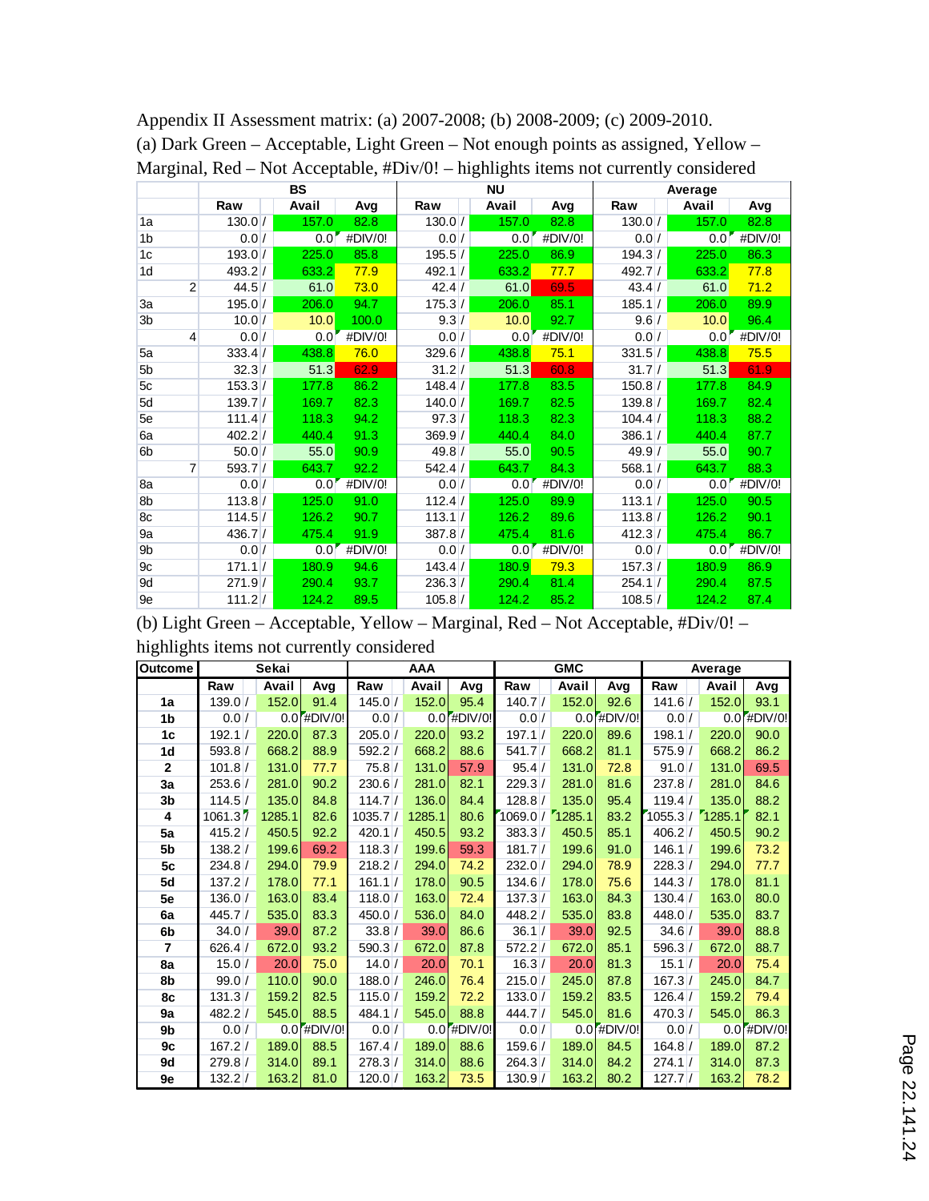Appendix II Assessment matrix: (a) 2007-2008; (b) 2008-2009; (c) 2009-2010.

(a) Dark Green – Acceptable, Light Green – Not enough points as assigned, Yellow – Marginal, Red – Not Acceptable, #Div/0! – highlights items not currently considered

| | BS | | | NU | | | Average | | |
|---|---|---|---|---|---|---|---|---|---|
| | Raw | Avail | Avg | Raw | Avail | Avg | Raw | Avail | Avg |
| 1a | 130.0 / | 157.0 | 82.8 | 130.0 / | 157.0 | 82.8 | 130.0 / | 157.0 | 82.8 |
| 1b | 0.0 / | 0.0 | #DIV/0! | 0.0 / | 0.0 | #DIV/0! | 0.0 / | 0.0 | #DIV/0! |
| 1c | 193.0 / | 225.0 | 85.8 | 195.5 / | 225.0 | 86.9 | 194.3 / | 225.0 | 86.3 |
| 1d | 493.2 / | 633.2 | 77.9 | 492.1 / | 633.2 | 77.7 | 492.7 / | 633.2 | 77.8 |
| 2 | 44.5 / | 61.0 | 73.0 | 42.4 / | 61.0 | 69.5 | 43.4 / | 61.0 | 71.2 |
| 3a | 195.0 / | 206.0 | 94.7 | 175.3 / | 206.0 | 85.1 | 185.1 / | 206.0 | 89.9 |
| 3b | 10.0 / | 10.0 | 100.0 | 9.3 / | 10.0 | 92.7 | 9.6 / | 10.0 | 96.4 |
| 4 | 0.0 / | 0.0 | #DIV/0! | 0.0 / | 0.0 | #DIV/0! | 0.0 / | 0.0 | #DIV/0! |
| 5a | 333.4 / | 438.8 | 76.0 | 329.6 / | 438.8 | 75.1 | 331.5 / | 438.8 | 75.5 |
| 5b | 32.3 / | 51.3 | 62.9 | 31.2 / | 51.3 | 60.8 | 31.7 / | 51.3 | 61.9 |
| 5c | 153.3 / | 177.8 | 86.2 | 148.4 / | 177.8 | 83.5 | 150.8 / | 177.8 | 84.9 |
| 5d | 139.7 / | 169.7 | 82.3 | 140.0 / | 169.7 | 82.5 | 139.8 / | 169.7 | 82.4 |
| 5e | 111.4 / | 118.3 | 94.2 | 97.3 / | 118.3 | 82.3 | 104.4 / | 118.3 | 88.2 |
| 6a | 402.2 / | 440.4 | 91.3 | 369.9 / | 440.4 | 84.0 | 386.1 / | 440.4 | 87.7 |
| 6b | 50.0 / | 55.0 | 90.9 | 49.8 / | 55.0 | 90.5 | 49.9 / | 55.0 | 90.7 |
| 7 | 593.7 / | 643.7 | 92.2 | 542.4 / | 643.7 | 84.3 | 568.1 / | 643.7 | 88.3 |
| 8a | 0.0 / | 0.0 | #DIV/0! | 0.0 / | 0.0 | #DIV/0! | 0.0 / | 0.0 | #DIV/0! |
| 8b | 113.8 / | 125.0 | 91.0 | 112.4 / | 125.0 | 89.9 | 113.1 / | 125.0 | 90.5 |
| 8c | 114.5 / | 126.2 | 90.7 | 113.1 / | 126.2 | 89.6 | 113.8 / | 126.2 | 90.1 |
| 9a | 436.7 / | 475.4 | 91.9 | 387.8 / | 475.4 | 81.6 | 412.3 / | 475.4 | 86.7 |
| 9b | 0.0 / | 0.0 | #DIV/0! | 0.0 / | 0.0 | #DIV/0! | 0.0 / | 0.0 | #DIV/0! |
| 9c | 171.1 / | 180.9 | 94.6 | 143.4 / | 180.9 | 79.3 | 157.3 / | 180.9 | 86.9 |
| 9d | 271.9 / | 290.4 | 93.7 | 236.3 / | 290.4 | 81.4 | 254.1 / | 290.4 | 87.5 |
| 9e | 111.2 / | 124.2 | 89.5 | 105.8 / | 124.2 | 85.2 | 108.5 / | 124.2 | 87.4 |

(b) Light Green – Acceptable, Yellow – Marginal, Red – Not Acceptable, #Div/0! – highlights items not currently considered

| Outcome | Sekai | | | AAA | | | GMC | | | Average | | |
|---|---|---|---|---|---|---|---|---|---|---|---|---|
| | Raw | Avail | Avg | Raw | Avail | Avg | Raw | Avail | Avg | Raw | Avail | Avg |
| 1a | 139.0 / | 152.0 | 91.4 | 145.0 / | 152.0 | 95.4 | 140.7 / | 152.0 | 92.6 | 141.6 / | 152.0 | 93.1 |
| 1b | 0.0 / | 0.0 | #DIV/0! | 0.0 / | 0.0 | #DIV/0! | 0.0 / | 0.0 | #DIV/0! | 0.0 / | 0.0 | #DIV/0! |
| 1c | 192.1 / | 220.0 | 87.3 | 205.0 / | 220.0 | 93.2 | 197.1 / | 220.0 | 89.6 | 198.1 / | 220.0 | 90.0 |
| 1d | 593.8 / | 668.2 | 88.9 | 592.2 / | 668.2 | 88.6 | 541.7 / | 668.2 | 81.1 | 575.9 / | 668.2 | 86.2 |
| 2 | 101.8 / | 131.0 | 77.7 | 75.8 / | 131.0 | 57.9 | 95.4 / | 131.0 | 72.8 | 91.0 / | 131.0 | 69.5 |
| 3a | 253.6 / | 281.0 | 90.2 | 230.6 / | 281.0 | 82.1 | 229.3 / | 281.0 | 81.6 | 237.8 / | 281.0 | 84.6 |
| 3b | 114.5 / | 135.0 | 84.8 | 114.7 / | 136.0 | 84.4 | 128.8 / | 135.0 | 95.4 | 119.4 / | 135.0 | 88.2 |
| 4 | 1061.3 / | 1285.1 | 82.6 | 1035.7 / | 1285.1 | 80.6 | 1069.0 / | 1285.1 | 83.2 | 1055.3 / | 1285.1 | 82.1 |
| 5a | 415.2 / | 450.5 | 92.2 | 420.1 / | 450.5 | 93.2 | 383.3 / | 450.5 | 85.1 | 406.2 / | 450.5 | 90.2 |
| 5b | 138.2 / | 199.6 | 69.2 | 118.3 / | 199.6 | 59.3 | 181.7 / | 199.6 | 91.0 | 146.1 / | 199.6 | 73.2 |
| 5c | 234.8 / | 294.0 | 79.9 | 218.2 / | 294.0 | 74.2 | 232.0 / | 294.0 | 78.9 | 228.3 / | 294.0 | 77.7 |
| 5d | 137.2 / | 178.0 | 77.1 | 161.1 / | 178.0 | 90.5 | 134.6 / | 178.0 | 75.6 | 144.3 / | 178.0 | 81.1 |
| 5e | 136.0 / | 163.0 | 83.4 | 118.0 / | 163.0 | 72.4 | 137.3 / | 163.0 | 84.3 | 130.4 / | 163.0 | 80.0 |
| 6a | 445.7 / | 535.0 | 83.3 | 450.0 / | 536.0 | 84.0 | 448.2 / | 535.0 | 83.8 | 448.0 / | 535.0 | 83.7 |
| 6b | 34.0 / | 39.0 | 87.2 | 33.8 / | 39.0 | 86.6 | 36.1 / | 39.0 | 92.5 | 34.6 / | 39.0 | 88.8 |
| 7 | 626.4 / | 672.0 | 93.2 | 590.3 / | 672.0 | 87.8 | 572.2 / | 672.0 | 85.1 | 596.3 / | 672.0 | 88.7 |
| 8a | 15.0 / | 20.0 | 75.0 | 14.0 / | 20.0 | 70.1 | 16.3 / | 20.0 | 81.3 | 15.1 / | 20.0 | 75.4 |
| 8b | 99.0 / | 110.0 | 90.0 | 188.0 / | 246.0 | 76.4 | 215.0 / | 245.0 | 87.8 | 167.3 / | 245.0 | 84.7 |
| 8c | 131.3 / | 159.2 | 82.5 | 115.0 / | 159.2 | 72.2 | 133.0 / | 159.2 | 83.5 | 126.4 / | 159.2 | 79.4 |
| 9a | 482.2 / | 545.0 | 88.5 | 484.1 / | 545.0 | 88.8 | 444.7 / | 545.0 | 81.6 | 470.3 / | 545.0 | 86.3 |
| 9b | 0.0 / | 0.0 | #DIV/0! | 0.0 / | 0.0 | #DIV/0! | 0.0 / | 0.0 | #DIV/0! | 0.0 / | 0.0 | #DIV/0! |
| 9c | 167.2 / | 189.0 | 88.5 | 167.4 / | 189.0 | 88.6 | 159.6 / | 189.0 | 84.5 | 164.8 / | 189.0 | 87.2 |
| 9d | 279.8 / | 314.0 | 89.1 | 278.3 / | 314.0 | 88.6 | 264.3 / | 314.0 | 84.2 | 274.1 / | 314.0 | 87.3 |
| 9e | 132.2 / | 163.2 | 81.0 | 120.0 / | 163.2 | 73.5 | 130.9 / | 163.2 | 80.2 | 127.7 / | 163.2 | 78.2 |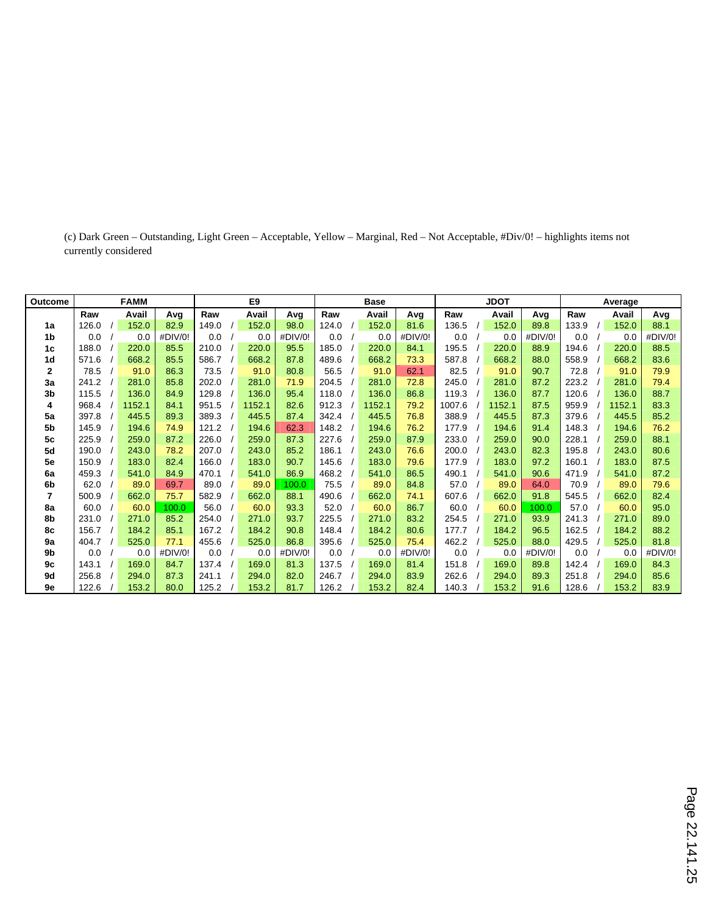(c) Dark Green – Outstanding, Light Green – Acceptable, Yellow – Marginal, Red – Not Acceptable, #Div/0! – highlights items not currently considered

| Outcome | FAMM | | | | E9 | | | | Base | | | | JDOT | | | | Average | | | |
|---|---|---|---|---|---|---|---|---|---|---|---|---|---|---|---|---|---|---|---|---|
| | Raw | | Avail | Avg | Raw | | Avail | Avg | Raw | | Avail | Avg | Raw | | Avail | Avg | Raw | | Avail | Avg |
| 1a | 126.0 | / | 152.0 | 82.9 | 149.0 | / | 152.0 | 98.0 | 124.0 | / | 152.0 | 81.6 | 136.5 | / | 152.0 | 89.8 | 133.9 | / | 152.0 | 88.1 |
| 1b | 0.0 | / | 0.0 | #DIV/0! | 0.0 | / | 0.0 | #DIV/0! | 0.0 | / | 0.0 | #DIV/0! | 0.0 | / | 0.0 | #DIV/0! | 0.0 | / | 0.0 | #DIV/0! |
| 1c | 188.0 | / | 220.0 | 85.5 | 210.0 | / | 220.0 | 95.5 | 185.0 | / | 220.0 | 84.1 | 195.5 | / | 220.0 | 88.9 | 194.6 | / | 220.0 | 88.5 |
| 1d | 571.6 | / | 668.2 | 85.5 | 586.7 | / | 668.2 | 87.8 | 489.6 | / | 668.2 | 73.3 | 587.8 | / | 668.2 | 88.0 | 558.9 | / | 668.2 | 83.6 |
| 2 | 78.5 | / | 91.0 | 86.3 | 73.5 | / | 91.0 | 80.8 | 56.5 | / | 91.0 | 62.1 | 82.5 | / | 91.0 | 90.7 | 72.8 | / | 91.0 | 79.9 |
| 3a | 241.2 | / | 281.0 | 85.8 | 202.0 | / | 281.0 | 71.9 | 204.5 | / | 281.0 | 72.8 | 245.0 | / | 281.0 | 87.2 | 223.2 | / | 281.0 | 79.4 |
| 3b | 115.5 | / | 136.0 | 84.9 | 129.8 | / | 136.0 | 95.4 | 118.0 | / | 136.0 | 86.8 | 119.3 | / | 136.0 | 87.7 | 120.6 | / | 136.0 | 88.7 |
| 4 | 968.4 | / | 1152.1 | 84.1 | 951.5 | / | 1152.1 | 82.6 | 912.3 | / | 1152.1 | 79.2 | 1007.6 | / | 1152.1 | 87.5 | 959.9 | / | 1152.1 | 83.3 |
| 5a | 397.8 | / | 445.5 | 89.3 | 389.3 | / | 445.5 | 87.4 | 342.4 | / | 445.5 | 76.8 | 388.9 | / | 445.5 | 87.3 | 379.6 | / | 445.5 | 85.2 |
| 5b | 145.9 | / | 194.6 | 74.9 | 121.2 | / | 194.6 | 62.3 | 148.2 | / | 194.6 | 76.2 | 177.9 | / | 194.6 | 91.4 | 148.3 | / | 194.6 | 76.2 |
| 5c | 225.9 | / | 259.0 | 87.2 | 226.0 | / | 259.0 | 87.3 | 227.6 | / | 259.0 | 87.9 | 233.0 | / | 259.0 | 90.0 | 228.1 | / | 259.0 | 88.1 |
| 5d | 190.0 | / | 243.0 | 78.2 | 207.0 | / | 243.0 | 85.2 | 186.1 | / | 243.0 | 76.6 | 200.0 | / | 243.0 | 82.3 | 195.8 | / | 243.0 | 80.6 |
| 5e | 150.9 | / | 183.0 | 82.4 | 166.0 | / | 183.0 | 90.7 | 145.6 | / | 183.0 | 79.6 | 177.9 | / | 183.0 | 97.2 | 160.1 | / | 183.0 | 87.5 |
| 6a | 459.3 | / | 541.0 | 84.9 | 470.1 | / | 541.0 | 86.9 | 468.2 | / | 541.0 | 86.5 | 490.1 | / | 541.0 | 90.6 | 471.9 | / | 541.0 | 87.2 |
| 6b | 62.0 | / | 89.0 | 69.7 | 89.0 | / | 89.0 | 100.0 | 75.5 | / | 89.0 | 84.8 | 57.0 | / | 89.0 | 64.0 | 70.9 | / | 89.0 | 79.6 |
| 7 | 500.9 | / | 662.0 | 75.7 | 582.9 | / | 662.0 | 88.1 | 490.6 | / | 662.0 | 74.1 | 607.6 | / | 662.0 | 91.8 | 545.5 | / | 662.0 | 82.4 |
| 8a | 60.0 | / | 60.0 | 100.0 | 56.0 | / | 60.0 | 93.3 | 52.0 | / | 60.0 | 86.7 | 60.0 | / | 60.0 | 100.0 | 57.0 | / | 60.0 | 95.0 |
| 8b | 231.0 | / | 271.0 | 85.2 | 254.0 | / | 271.0 | 93.7 | 225.5 | / | 271.0 | 83.2 | 254.5 | / | 271.0 | 93.9 | 241.3 | / | 271.0 | 89.0 |
| 8c | 156.7 | / | 184.2 | 85.1 | 167.2 | / | 184.2 | 90.8 | 148.4 | / | 184.2 | 80.6 | 177.7 | / | 184.2 | 96.5 | 162.5 | / | 184.2 | 88.2 |
| 9a | 404.7 | / | 525.0 | 77.1 | 455.6 | / | 525.0 | 86.8 | 395.6 | / | 525.0 | 75.4 | 462.2 | / | 525.0 | 88.0 | 429.5 | / | 525.0 | 81.8 |
| 9b | 0.0 | / | 0.0 | #DIV/0! | 0.0 | / | 0.0 | #DIV/0! | 0.0 | / | 0.0 | #DIV/0! | 0.0 | / | 0.0 | #DIV/0! | 0.0 | / | 0.0 | #DIV/0! |
| 9c | 143.1 | / | 169.0 | 84.7 | 137.4 | / | 169.0 | 81.3 | 137.5 | / | 169.0 | 81.4 | 151.8 | / | 169.0 | 89.8 | 142.4 | / | 169.0 | 84.3 |
| 9d | 256.8 | / | 294.0 | 87.3 | 241.1 | / | 294.0 | 82.0 | 246.7 | / | 294.0 | 83.9 | 262.6 | / | 294.0 | 89.3 | 251.8 | / | 294.0 | 85.6 |
| 9e | 122.6 | / | 153.2 | 80.0 | 125.2 | / | 153.2 | 81.7 | 126.2 | / | 153.2 | 82.4 | 140.3 | / | 153.2 | 91.6 | 128.6 | / | 153.2 | 83.9 |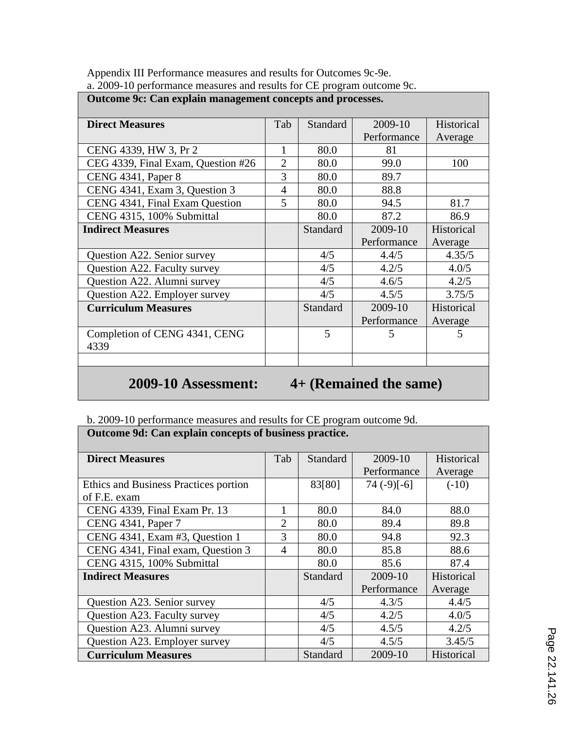Appendix III Performance measures and results for Outcomes 9c-9e.

a. 2009-10 performance measures and results for CE program outcome 9c.

| **Outcome 9c: Can explain management concepts and processes.** | | | | |
|---|---|---|---|---|
| **Direct Measures** | Tab | Standard | 2009-10 Performance | Historical Average |
| CENG 4339, HW 3, Pr 2 | 1 | 80.0 | 81 | |
| CEG 4339, Final Exam, Question #26 | 2 | 80.0 | 99.0 | 100 |
| CENG 4341, Paper 8 | 3 | 80.0 | 89.7 | |
| CENG 4341, Exam 3, Question 3 | 4 | 80.0 | 88.8 | |
| CENG 4341, Final Exam Question | 5 | 80.0 | 94.5 | 81.7 |
| CENG 4315, 100% Submittal | | 80.0 | 87.2 | 86.9 |
| **Indirect Measures** | | Standard | 2009-10 Performance | Historical Average |
| Question A22. Senior survey | | 4/5 | 4.4/5 | 4.35/5 |
| Question A22. Faculty survey | | 4/5 | 4.2/5 | 4.0/5 |
| Question A22. Alumni survey | | 4/5 | 4.6/5 | 4.2/5 |
| Question A22. Employer survey | | 4/5 | 4.5/5 | 3.75/5 |
| **Curriculum Measures** | | Standard | 2009-10 Performance | Historical Average |
| Completion of CENG 4341, CENG 4339 | | 5 | 5 | 5 |
| | | | | |
| **2009-10 Assessment: 4+ (Remained the same)** | | | | |

b. 2009-10 performance measures and results for CE program outcome 9d.

| **Outcome 9d: Can explain concepts of business practice.** | | | | |
|---|---|---|---|---|
| **Direct Measures** | Tab | Standard | 2009-10 Performance | Historical Average |
| Ethics and Business Practices portion of F.E. exam | | 83[80] | 74 (-9)[-6] | (-10) |
| CENG 4339, Final Exam Pr. 13 | 1 | 80.0 | 84.0 | 88.0 |
| CENG 4341, Paper 7 | 2 | 80.0 | 89.4 | 89.8 |
| CENG 4341, Exam #3, Question 1 | 3 | 80.0 | 94.8 | 92.3 |
| CENG 4341, Final exam, Question 3 | 4 | 80.0 | 85.8 | 88.6 |
| CENG 4315, 100% Submittal | | 80.0 | 85.6 | 87.4 |
| **Indirect Measures** | | Standard | 2009-10 Performance | Historical Average |
| Question A23. Senior survey | | 4/5 | 4.3/5 | 4.4/5 |
| Question A23. Faculty survey | | 4/5 | 4.2/5 | 4.0/5 |
| Question A23. Alumni survey | | 4/5 | 4.5/5 | 4.2/5 |
| Question A23. Employer survey | | 4/5 | 4.5/5 | 3.45/5 |
| **Curriculum Measures** | | Standard | 2009-10 | Historical |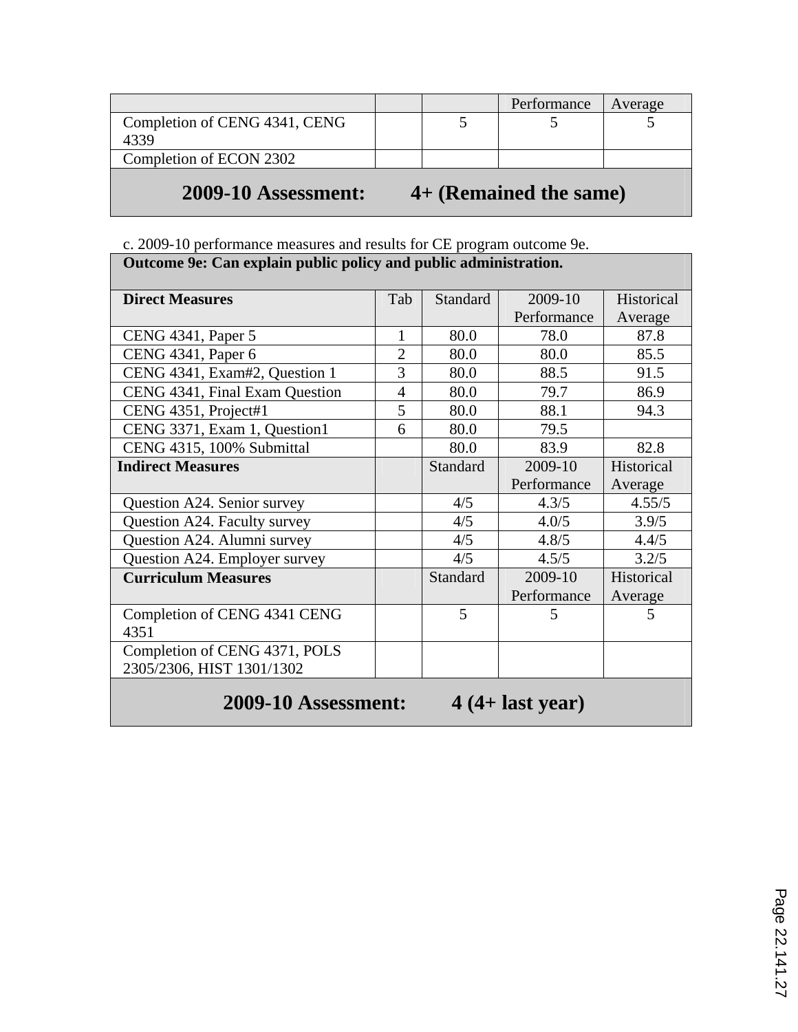| | | | Performance | Average |
|---|---|---|---|---|
| Completion of CENG 4341, CENG 4339 | | 5 | 5 | 5 |
| Completion of ECON 2302 | | | | |
| **2009-10 Assessment: 4+ (Remained the same)** | | | | |

c. 2009-10 performance measures and results for CE program outcome 9e.

| **Outcome 9e: Can explain public policy and public administration.** | | | | |
|---|---|---|---|---|
| **Direct Measures** | Tab | Standard | 2009-10 Performance | Historical Average |
| CENG 4341, Paper 5 | 1 | 80.0 | 78.0 | 87.8 |
| CENG 4341, Paper 6 | 2 | 80.0 | 80.0 | 85.5 |
| CENG 4341, Exam#2, Question 1 | 3 | 80.0 | 88.5 | 91.5 |
| CENG 4341, Final Exam Question | 4 | 80.0 | 79.7 | 86.9 |
| CENG 4351, Project#1 | 5 | 80.0 | 88.1 | 94.3 |
| CENG 3371, Exam 1, Question1 | 6 | 80.0 | 79.5 | |
| CENG 4315, 100% Submittal | | 80.0 | 83.9 | 82.8 |
| **Indirect Measures** | | Standard | 2009-10 Performance | Historical Average |
| Question A24. Senior survey | | 4/5 | 4.3/5 | 4.55/5 |
| Question A24. Faculty survey | | 4/5 | 4.0/5 | 3.9/5 |
| Question A24. Alumni survey | | 4/5 | 4.8/5 | 4.4/5 |
| Question A24. Employer survey | | 4/5 | 4.5/5 | 3.2/5 |
| **Curriculum Measures** | | Standard | 2009-10 Performance | Historical Average |
| Completion of CENG 4341 CENG 4351 | | 5 | 5 | 5 |
| Completion of CENG 4371, POLS 2305/2306, HIST 1301/1302 | | | | |
| **2009-10 Assessment: 4 (4+ last year)** | | | | |